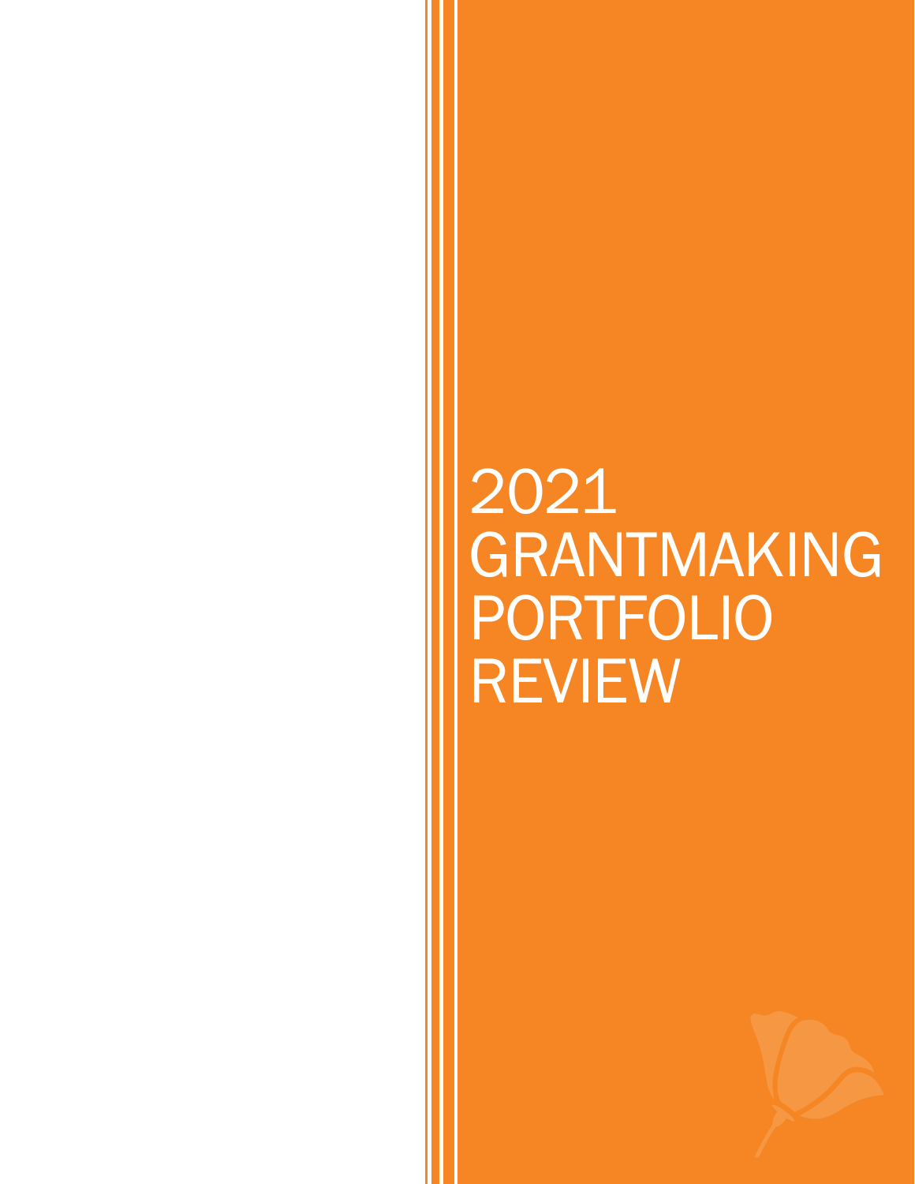# 2021 GRANTMAKING PORTFOLIO REVIEW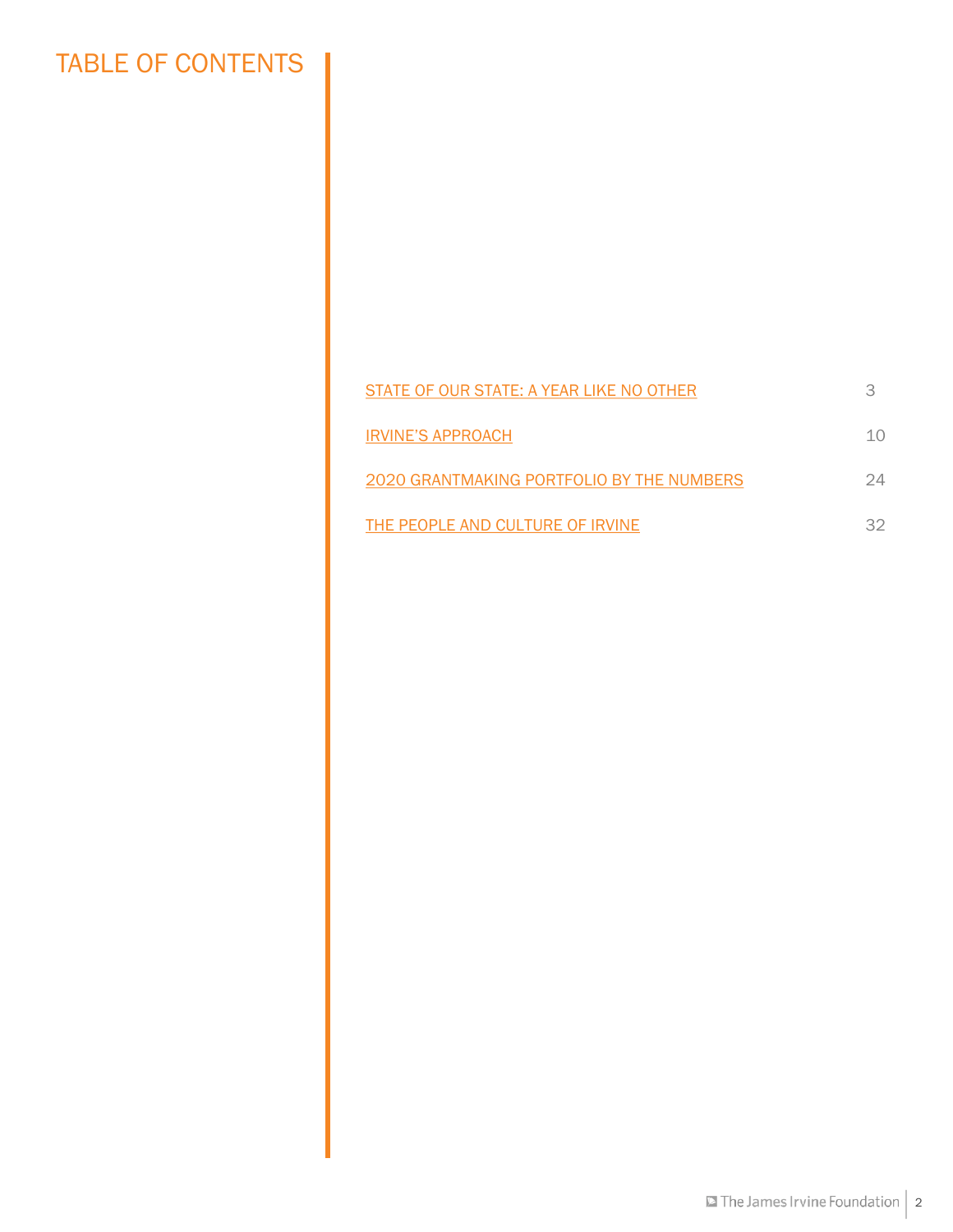# TABLE OF CONTENTS

| | |
|---|---|
| STATE OF OUR STATE: A YEAR LIKE NO OTHER | 3 |
| IRVINE'S APPROACH | 10 |
| 2020 GRANTMAKING PORTFOLIO BY THE NUMBERS | 24 |
| THE PEOPLE AND CULTURE OF IRVINE | 32 |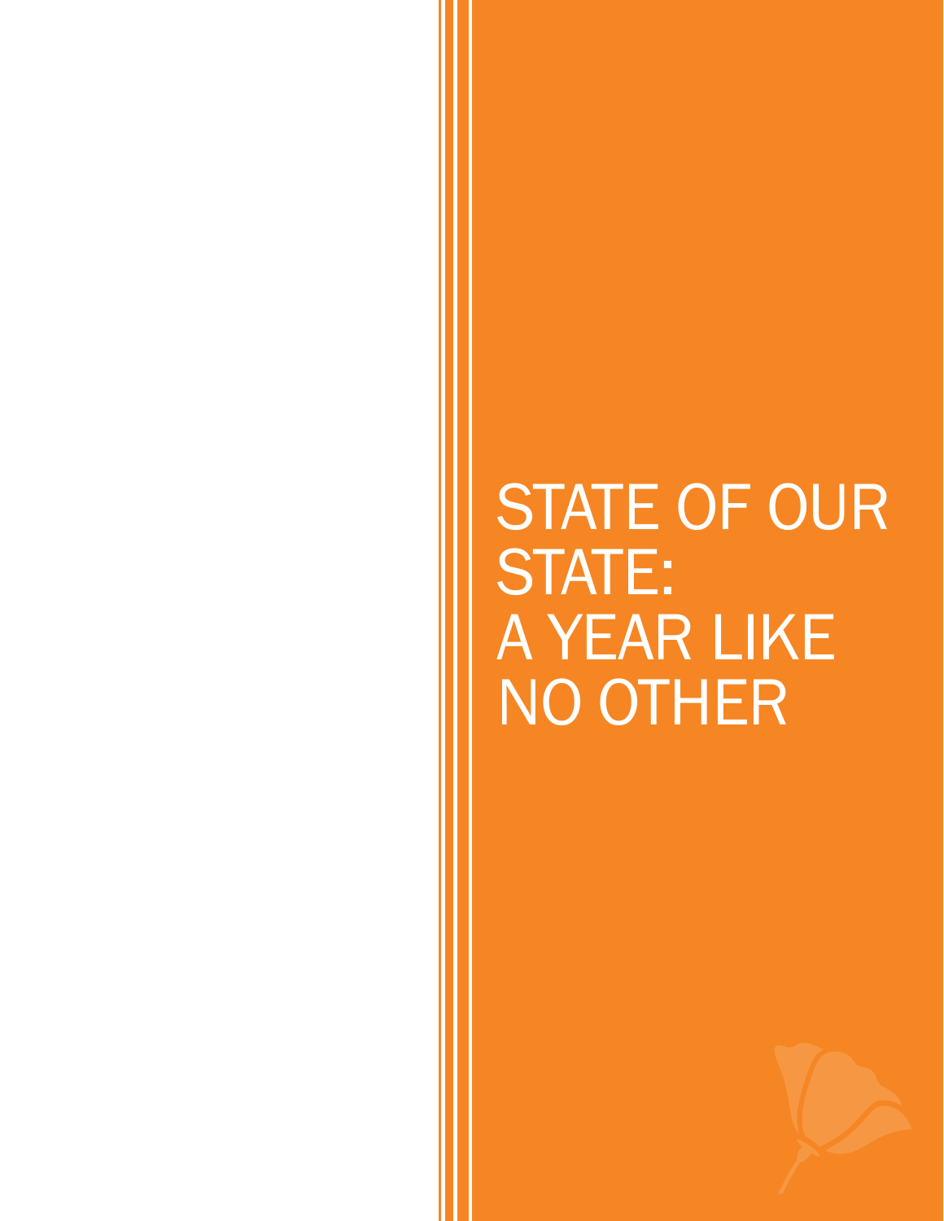# STATE OF OUR STATE: A YEAR LIKE NO OTHER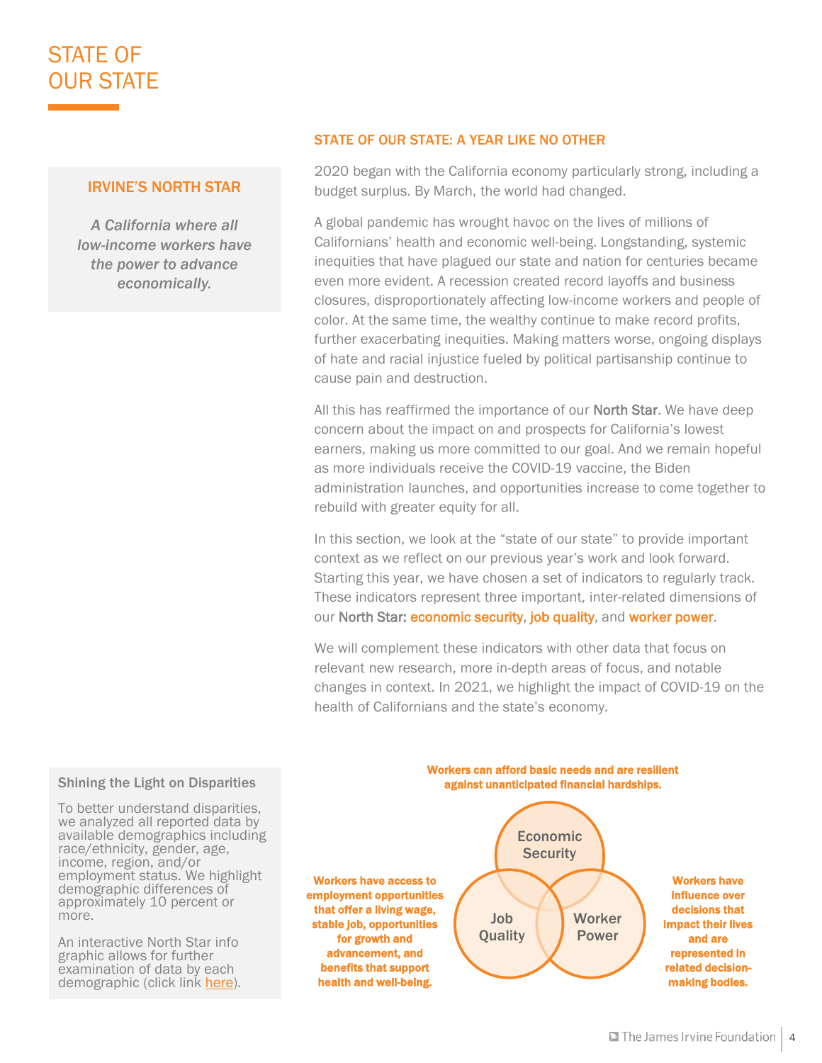# STATE OF OUR STATE

## IRVINE'S NORTH STAR

*A California where all low-income workers have the power to advance economically.*

## STATE OF OUR STATE: A YEAR LIKE NO OTHER

2020 began with the California economy particularly strong, including a budget surplus. By March, the world had changed.

A global pandemic has wrought havoc on the lives of millions of Californians' health and economic well-being. Longstanding, systemic inequities that have plagued our state and nation for centuries became even more evident. A recession created record layoffs and business closures, disproportionately affecting low-income workers and people of color. At the same time, the wealthy continue to make record profits, further exacerbating inequities. Making matters worse, ongoing displays of hate and racial injustice fueled by political partisanship continue to cause pain and destruction.

All this has reaffirmed the importance of our North Star. We have deep concern about the impact on and prospects for California's lowest earners, making us more committed to our goal. And we remain hopeful as more individuals receive the COVID-19 vaccine, the Biden administration launches, and opportunities increase to come together to rebuild with greater equity for all.

In this section, we look at the "state of our state" to provide important context as we reflect on our previous year's work and look forward. Starting this year, we have chosen a set of indicators to regularly track. These indicators represent three important, inter-related dimensions of our North Star: economic security, job quality, and worker power.

We will complement these indicators with other data that focus on relevant new research, more in-depth areas of focus, and notable changes in context. In 2021, we highlight the impact of COVID-19 on the health of Californians and the state's economy.

### Shining the Light on Disparities

To better understand disparities, we analyzed all reported data by available demographics including race/ethnicity, gender, age, income, region, and/or employment status. We highlight demographic differences of approximately 10 percent or more.

An interactive North Star info graphic allows for further examination of data by each demographic (click link here).

**Economic Security:** Workers can afford basic needs and are resilient against unanticipated financial hardships.

**Job Quality:** Workers have access to employment opportunities that offer a living wage, stable job, opportunities for growth and advancement, and benefits that support health and well-being.

**Worker Power:** Workers have influence over decisions that impact their lives and are represented in related decision-making bodies.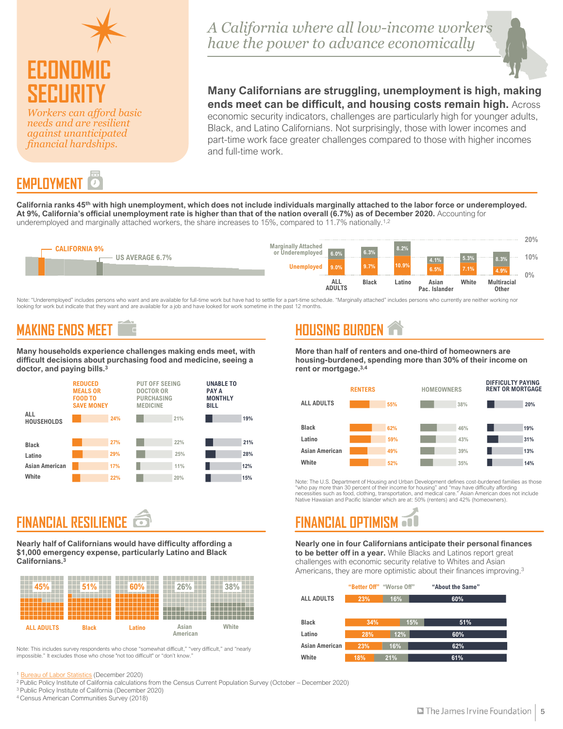# ECONOMIC SECURITY

*Workers can afford basic needs and are resilient against unanticipated financial hardships.*

*A California where all low-income workers have the power to advance economically*

**Many Californians are struggling, unemployment is high, making ends meet can be difficult, and housing costs remain high.** Across economic security indicators, challenges are particularly high for younger adults, Black, and Latino Californians. Not surprisingly, those with lower incomes and part-time work face greater challenges compared to those with higher incomes and full-time work.

## EMPLOYMENT

**California ranks 45th with high unemployment, which does not include individuals marginally attached to the labor force or underemployed. At 9%, California's official unemployment rate is higher than that of the nation overall (6.7%) as of December 2020.** Accounting for underemployed and marginally attached workers, the share increases to 15%, compared to 11.7% nationally.[1,2]

CALIFORNIA 9% | US AVERAGE 6.7%

| | ALL ADULTS | Black | Latino | Asian Pac. Islander | White | Multiracial Other |
|---|---|---|---|---|---|---|
| Marginally Attached or Underemployed | 6.0% | 6.3% | 8.2% | 4.1% | 5.3% | 8.3% |
| Unemployed | 9.0% | 9.7% | 10.9% | 6.5% | 7.1% | 4.9% |

Note: "Underemployed" includes persons who want and are available for full-time work but have had to settle for a part-time schedule. "Marginally attached" includes persons who currently are neither working nor looking for work but indicate that they want and are available for a job and have looked for work sometime in the past 12 months.

## MAKING ENDS MEET

**Many households experience challenges making ends meet, with difficult decisions about purchasing food and medicine, seeing a doctor, and paying bills.[3]**

| | REDUCED MEALS OR FOOD TO SAVE MONEY | PUT OFF SEEING DOCTOR OR PURCHASING MEDICINE | UNABLE TO PAY A MONTHLY BILL |
|---|---|---|---|
| ALL HOUSEHOLDS | 24% | 21% | 19% |
| Black | 27% | 22% | 21% |
| Latino | 29% | 25% | 28% |
| Asian American | 17% | 11% | 12% |
| White | 22% | 20% | 15% |

## HOUSING BURDEN

**More than half of renters and one-third of homeowners are housing-burdened, spending more than 30% of their income on rent or mortgage.[3,4]**

| | RENTERS | HOMEOWNERS | DIFFICULTY PAYING RENT OR MORTGAGE |
|---|---|---|---|
| ALL ADULTS | 55% | 38% | 20% |
| Black | 62% | 46% | 19% |
| Latino | 59% | 43% | 31% |
| Asian American | 49% | 39% | 13% |
| White | 52% | 35% | 14% |

Note: The U.S. Department of Housing and Urban Development defines cost-burdened families as those "who pay more than 30 percent of their income for housing" and "may have difficulty affording necessities such as food, clothing, transportation, and medical care." Asian American does not include Native Hawaiian and Pacific Islander which are at: 50% (renters) and 42% (homeowners).

## FINANCIAL RESILIENCE

**Nearly half of Californians would have difficulty affording a $1,000 emergency expense, particularly Latino and Black Californians.[3]**

| ALL ADULTS | Black | Latino | Asian American | White |
|---|---|---|---|---|
| 45% | 51% | 60% | 26% | 38% |

Note: This includes survey respondents who chose "somewhat difficult," "very difficult," and "nearly impossible." It excludes those who chose "not too difficult" or "don't know."

## FINANCIAL OPTIMISM

**Nearly one in four Californians anticipate their personal finances to be better off in a year.** While Blacks and Latinos report great challenges with economic security relative to Whites and Asian Americans, they are more optimistic about their finances improving.[3]

| | "Better Off" | "Worse Off" | "About the Same" |
|---|---|---|---|
| ALL ADULTS | 23% | 16% | 60% |
| Black | 34% | 15% | 51% |
| Latino | 28% | 12% | 60% |
| Asian American | 23% | 16% | 62% |
| White | 18% | 21% | 61% |

[1] Bureau of Labor Statistics (December 2020)
[2] Public Policy Institute of California calculations from the Census Current Population Survey (October – December 2020)
[3] Public Policy Institute of California (December 2020)
[4] Census American Communities Survey (2018)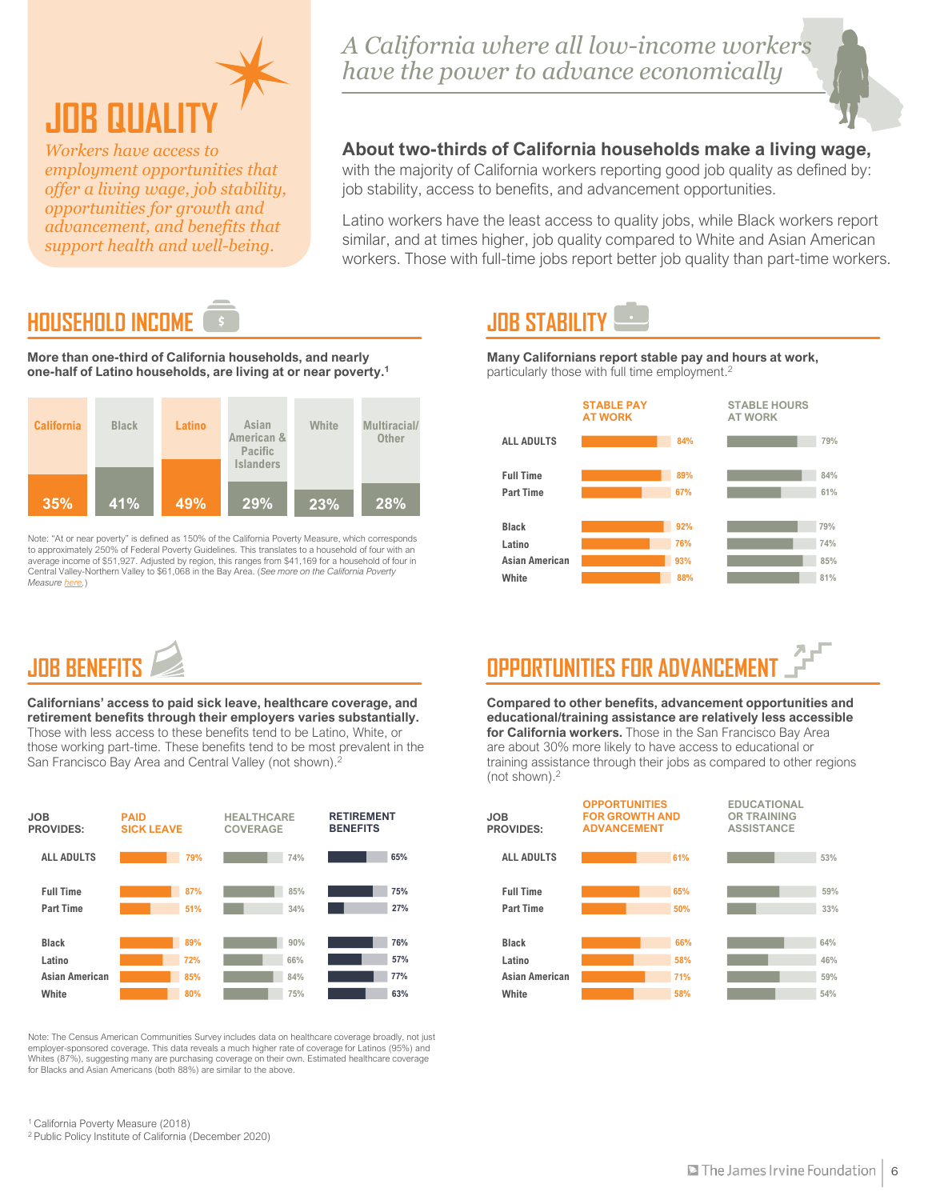# JOB QUALITY

*Workers have access to employment opportunities that offer a living wage, job stability, opportunities for growth and advancement, and benefits that support health and well-being.*

*A California where all low-income workers have the power to advance economically*

**About two-thirds of California households make a living wage,** with the majority of California workers reporting good job quality as defined by: job stability, access to benefits, and advancement opportunities.

Latino workers have the least access to quality jobs, while Black workers report similar, and at times higher, job quality compared to White and Asian American workers. Those with full-time jobs report better job quality than part-time workers.

## HOUSEHOLD INCOME

**More than one-third of California households, and nearly one-half of Latino households, are living at or near poverty.**[1]

| California | Black | Latino | Asian American & Pacific Islanders | White | Multiracial/ Other |
|---|---|---|---|---|---|
| 35% | 41% | 49% | 29% | 23% | 28% |

Note: "At or near poverty" is defined as 150% of the California Poverty Measure, which corresponds to approximately 250% of Federal Poverty Guidelines. This translates to a household of four with an average income of $51,927. Adjusted by region, this ranges from $41,169 for a household of four in Central Valley-Northern Valley to $61,068 in the Bay Area. (*See more on the California Poverty Measure here.*)

## JOB STABILITY

**Many Californians report stable pay and hours at work,** particularly those with full time employment.[2]

| | STABLE PAY AT WORK | STABLE HOURS AT WORK |
|---|---|---|
| ALL ADULTS | 84% | 79% |
| Full Time | 89% | 84% |
| Part Time | 67% | 61% |
| Black | 92% | 79% |
| Latino | 76% | 74% |
| Asian American | 93% | 85% |
| White | 88% | 81% |

## JOB BENEFITS

**Californians' access to paid sick leave, healthcare coverage, and retirement benefits through their employers varies substantially.** Those with less access to these benefits tend to be Latino, White, or those working part-time. These benefits tend to be most prevalent in the San Francisco Bay Area and Central Valley (not shown).[2]

| JOB PROVIDES: | PAID SICK LEAVE | HEALTHCARE COVERAGE | RETIREMENT BENEFITS |
|---|---|---|---|
| ALL ADULTS | 79% | 74% | 65% |
| Full Time | 87% | 85% | 75% |
| Part Time | 51% | 34% | 27% |
| Black | 89% | 90% | 76% |
| Latino | 72% | 66% | 57% |
| Asian American | 85% | 84% | 77% |
| White | 80% | 75% | 63% |

Note: The Census American Communities Survey includes data on healthcare coverage broadly, not just employer-sponsored coverage. This data reveals a much higher rate of coverage for Latinos (95%) and Whites (87%), suggesting many are purchasing coverage on their own. Estimated healthcare coverage for Blacks and Asian Americans (both 88%) are similar to the above.

## OPPORTUNITIES FOR ADVANCEMENT

**Compared to other benefits, advancement opportunities and educational/training assistance are relatively less accessible for California workers.** Those in the San Francisco Bay Area are about 30% more likely to have access to educational or training assistance through their jobs as compared to other regions (not shown).[2]

| JOB PROVIDES: | OPPORTUNITIES FOR GROWTH AND ADVANCEMENT | EDUCATIONAL OR TRAINING ASSISTANCE |
|---|---|---|
| ALL ADULTS | 61% | 53% |
| Full Time | 65% | 59% |
| Part Time | 50% | 33% |
| Black | 66% | 64% |
| Latino | 58% | 46% |
| Asian American | 71% | 59% |
| White | 58% | 54% |

[1] California Poverty Measure (2018)
[2] Public Policy Institute of California (December 2020)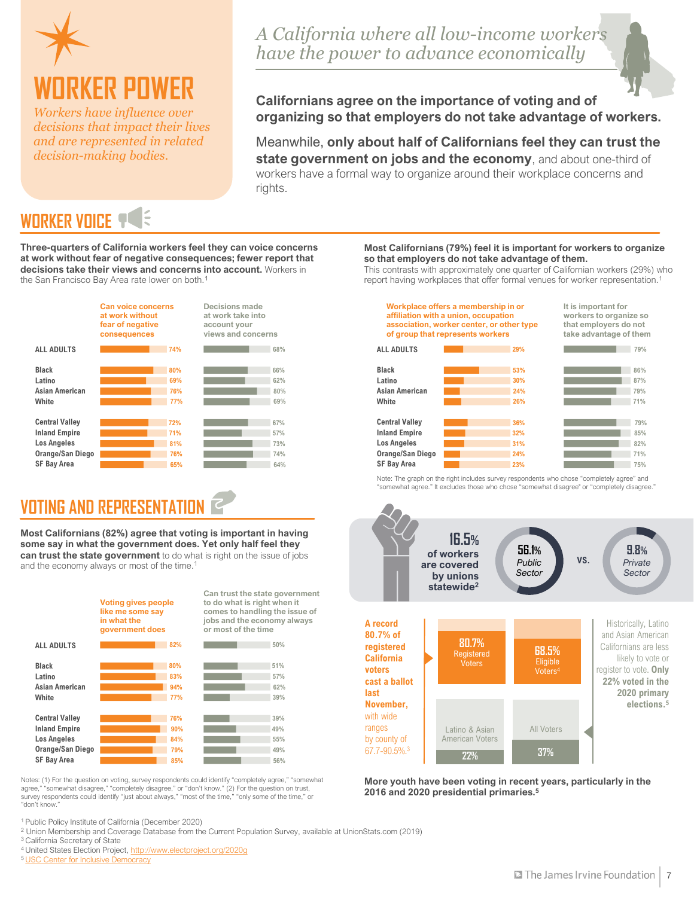# WORKER POWER

*Workers have influence over decisions that impact their lives and are represented in related decision-making bodies.*

*A California where all low-income workers have the power to advance economically*

**Californians agree on the importance of voting and of organizing so that employers do not take advantage of workers.**

Meanwhile, **only about half of Californians feel they can trust the state government on jobs and the economy**, and about one-third of workers have a formal way to organize around their workplace concerns and rights.

## WORKER VOICE

**Three-quarters of California workers feel they can voice concerns at work without fear of negative consequences; fewer report that decisions take their views and concerns into account.** Workers in the San Francisco Bay Area rate lower on both.[1]

| | Can voice concerns at work without fear of negative consequences | Decisions made at work take into account your views and concerns |
|---|---|---|
| ALL ADULTS | 74% | 68% |
| Black | 80% | 66% |
| Latino | 69% | 62% |
| Asian American | 76% | 80% |
| White | 77% | 69% |
| Central Valley | 72% | 67% |
| Inland Empire | 71% | 57% |
| Los Angeles | 81% | 73% |
| Orange/San Diego | 76% | 74% |
| SF Bay Area | 65% | 64% |

**Most Californians (79%) feel it is important for workers to organize so that employers do not take advantage of them.** This contrasts with approximately one quarter of Californian workers (29%) who report having workplaces that offer formal venues for worker representation.[1]

| | Workplace offers a membership in or affiliation with a union, occupation association, worker center, or other type of group that represents workers | It is important for workers to organize so that employers do not take advantage of them |
|---|---|---|
| ALL ADULTS | 29% | 79% |
| Black | 53% | 86% |
| Latino | 30% | 87% |
| Asian American | 24% | 79% |
| White | 26% | 71% |
| Central Valley | 36% | 79% |
| Inland Empire | 32% | 85% |
| Los Angeles | 31% | 82% |
| Orange/San Diego | 24% | 71% |
| SF Bay Area | 23% | 75% |

Note: The graph on the right includes survey respondents who chose "completely agree" and "somewhat agree." It excludes those who chose "somewhat disagree" or "completely disagree."

**16.5% of workers are covered by unions statewide**[2]

56.1% Public Sector vs. 9.8% Private Sector

## VOTING AND REPRESENTATION

**Most Californians (82%) agree that voting is important in having some say in what the government does. Yet only half feel they can trust the state government** to do what is right on the issue of jobs and the economy always or most of the time.[1]

| | Voting gives people like me some say in what the government does | Can trust the state government to do what is right when it comes to handling the issue of jobs and the economy always or most of the time |
|---|---|---|
| ALL ADULTS | 82% | 50% |
| Black | 80% | 51% |
| Latino | 83% | 57% |
| Asian American | 94% | 62% |
| White | 77% | 39% |
| Central Valley | 76% | 39% |
| Inland Empire | 90% | 49% |
| Los Angeles | 84% | 55% |
| Orange/San Diego | 79% | 49% |
| SF Bay Area | 85% | 56% |

Notes: (1) For the question on voting, survey respondents could identify "completely agreed," "somewhat agree," "somewhat disagree," "completely disagree," or "don't know." (2) For the question on trust, survey respondents could identify "just about always," "most of the time," "only some of the time," or "don't know."

**A record 80.7% of registered California voters cast a ballot last November,** with wide ranges by county of 67.7-90.5%.[3]

80.7% Registered Voters | 68.5% Eligible Voters[4]

Latino & Asian American Voters 22% | All Voters 37%

Historically, Latino and Asian American Californians are less likely to vote or register to vote. **Only 22% voted in the 2020 primary elections.**[5]

**More youth have been voting in recent years, particularly in the 2016 and 2020 presidential primaries.**[5]

[1] Public Policy Institute of California (December 2020)
[2] Union Membership and Coverage Database from the Current Population Survey, available at UnionStats.com (2019)
[3] California Secretary of State
[4] United States Election Project, http://www.electproject.org/2020g
[5] USC Center for Inclusive Democracy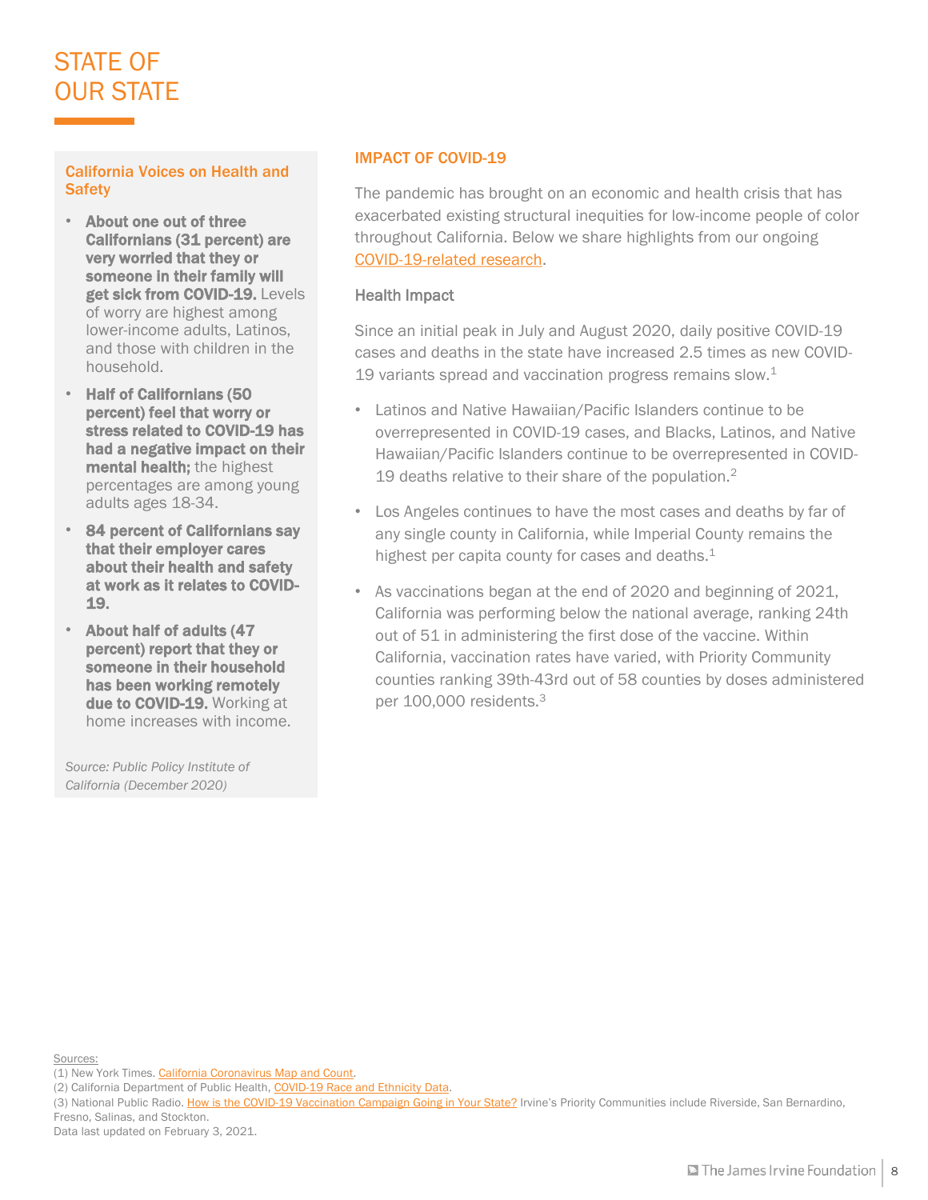# STATE OF OUR STATE

### California Voices on Health and Safety

- **About one out of three Californians (31 percent) are very worried that they or someone in their family will get sick from COVID-19.** Levels of worry are highest among lower-income adults, Latinos, and those with children in the household.
- **Half of Californians (50 percent) feel that worry or stress related to COVID-19 has had a negative impact on their mental health;** the highest percentages are among young adults ages 18-34.
- **84 percent of Californians say that their employer cares about their health and safety at work as it relates to COVID-19.**
- **About half of adults (47 percent) report that they or someone in their household has been working remotely due to COVID-19.** Working at home increases with income.

*Source: Public Policy Institute of California (December 2020)*

## IMPACT OF COVID-19

The pandemic has brought on an economic and health crisis that has exacerbated existing structural inequities for low-income people of color throughout California. Below we share highlights from our ongoing COVID-19-related research.

### Health Impact

Since an initial peak in July and August 2020, daily positive COVID-19 cases and deaths in the state have increased 2.5 times as new COVID-19 variants spread and vaccination progress remains slow.[1]

- Latinos and Native Hawaiian/Pacific Islanders continue to be overrepresented in COVID-19 cases, and Blacks, Latinos, and Native Hawaiian/Pacific Islanders continue to be overrepresented in COVID-19 deaths relative to their share of the population.[2]
- Los Angeles continues to have the most cases and deaths by far of any single county in California, while Imperial County remains the highest per capita county for cases and deaths.[1]
- As vaccinations began at the end of 2020 and beginning of 2021, California was performing below the national average, ranking 24th out of 51 in administering the first dose of the vaccine. Within California, vaccination rates have varied, with Priority Community counties ranking 39th-43rd out of 58 counties by doses administered per 100,000 residents.[3]

Sources:
(1) New York Times. California Coronavirus Map and Count.
(2) California Department of Public Health, COVID-19 Race and Ethnicity Data.
(3) National Public Radio. How is the COVID-19 Vaccination Campaign Going in Your State? Irvine's Priority Communities include Riverside, San Bernardino, Fresno, Salinas, and Stockton.
Data last updated on February 3, 2021.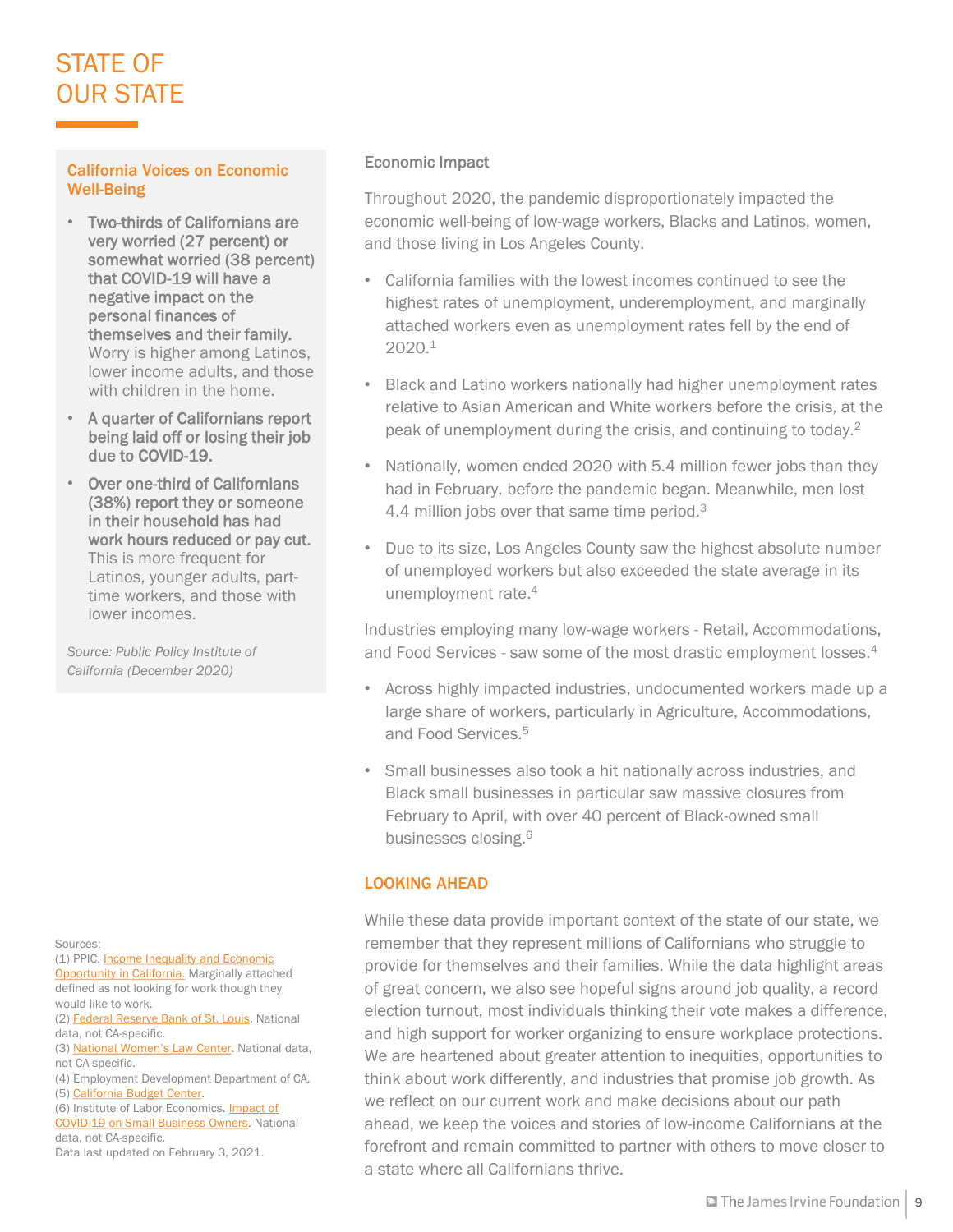# STATE OF OUR STATE

## California Voices on Economic Well-Being

- **Two-thirds of Californians are very worried (27 percent) or somewhat worried (38 percent) that COVID-19 will have a negative impact on the personal finances of themselves and their family.** Worry is higher among Latinos, lower income adults, and those with children in the home.
- **A quarter of Californians report being laid off or losing their job due to COVID-19.**
- **Over one-third of Californians (38%) report they or someone in their household has had work hours reduced or pay cut.** This is more frequent for Latinos, younger adults, part-time workers, and those with lower incomes.

*Source: Public Policy Institute of California (December 2020)*

### Economic Impact

Throughout 2020, the pandemic disproportionately impacted the economic well-being of low-wage workers, Blacks and Latinos, women, and those living in Los Angeles County.

- California families with the lowest incomes continued to see the highest rates of unemployment, underemployment, and marginally attached workers even as unemployment rates fell by the end of 2020.[1]
- Black and Latino workers nationally had higher unemployment rates relative to Asian American and White workers before the crisis, at the peak of unemployment during the crisis, and continuing to today.[2]
- Nationally, women ended 2020 with 5.4 million fewer jobs than they had in February, before the pandemic began. Meanwhile, men lost 4.4 million jobs over that same time period.[3]
- Due to its size, Los Angeles County saw the highest absolute number of unemployed workers but also exceeded the state average in its unemployment rate.[4]

Industries employing many low-wage workers - Retail, Accommodations, and Food Services - saw some of the most drastic employment losses.[4]

- Across highly impacted industries, undocumented workers made up a large share of workers, particularly in Agriculture, Accommodations, and Food Services.[5]
- Small businesses also took a hit nationally across industries, and Black small businesses in particular saw massive closures from February to April, with over 40 percent of Black-owned small businesses closing.[6]

## LOOKING AHEAD

While these data provide important context of the state of our state, we remember that they represent millions of Californians who struggle to provide for themselves and their families. While the data highlight areas of great concern, we also see hopeful signs around job quality, a record election turnout, most individuals thinking their vote makes a difference, and high support for worker organizing to ensure workplace protections. We are heartened about greater attention to inequities, opportunities to think about work differently, and industries that promise job growth. As we reflect on our current work and make decisions about our path ahead, we keep the voices and stories of low-income Californians at the forefront and remain committed to partner with others to move closer to a state where all Californians thrive.

Sources:
(1) PPIC. Income Inequality and Economic Opportunity in California. Marginally attached defined as not looking for work though they would like to work.
(2) Federal Reserve Bank of St. Louis. National data, not CA-specific.
(3) National Women's Law Center. National data, not CA-specific.
(4) Employment Development Department of CA.
(5) California Budget Center.
(6) Institute of Labor Economics. Impact of COVID-19 on Small Business Owners. National data, not CA-specific.
Data last updated on February 3, 2021.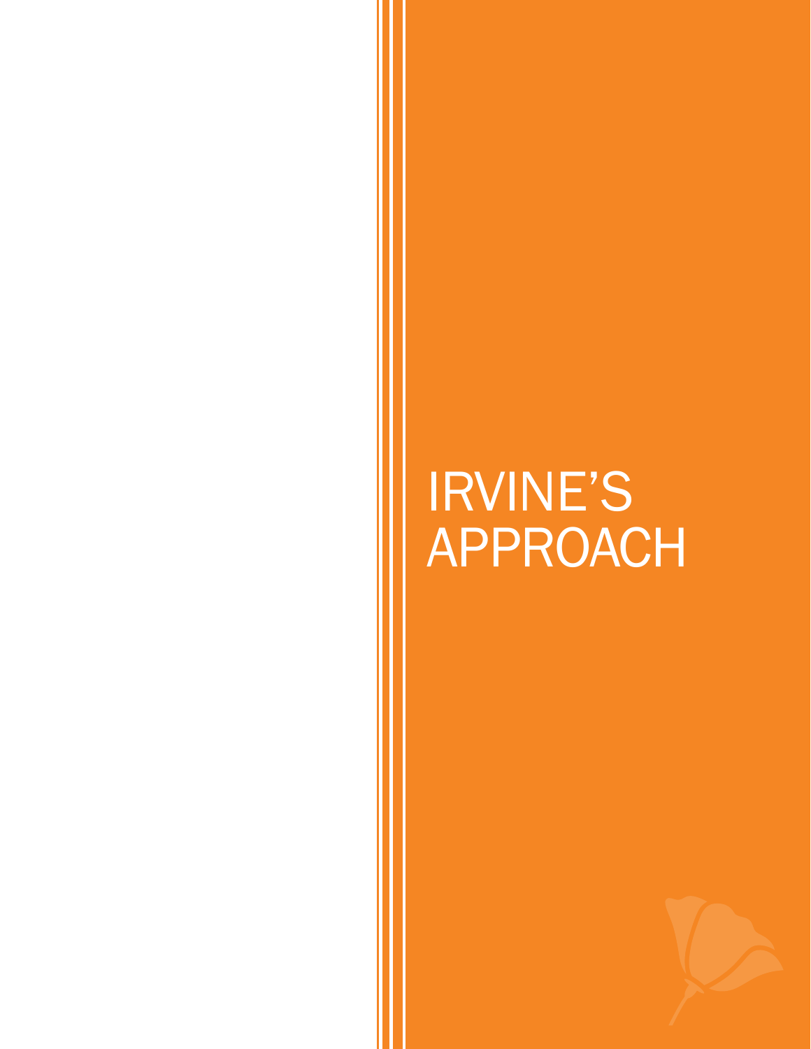# IRVINE'S APPROACH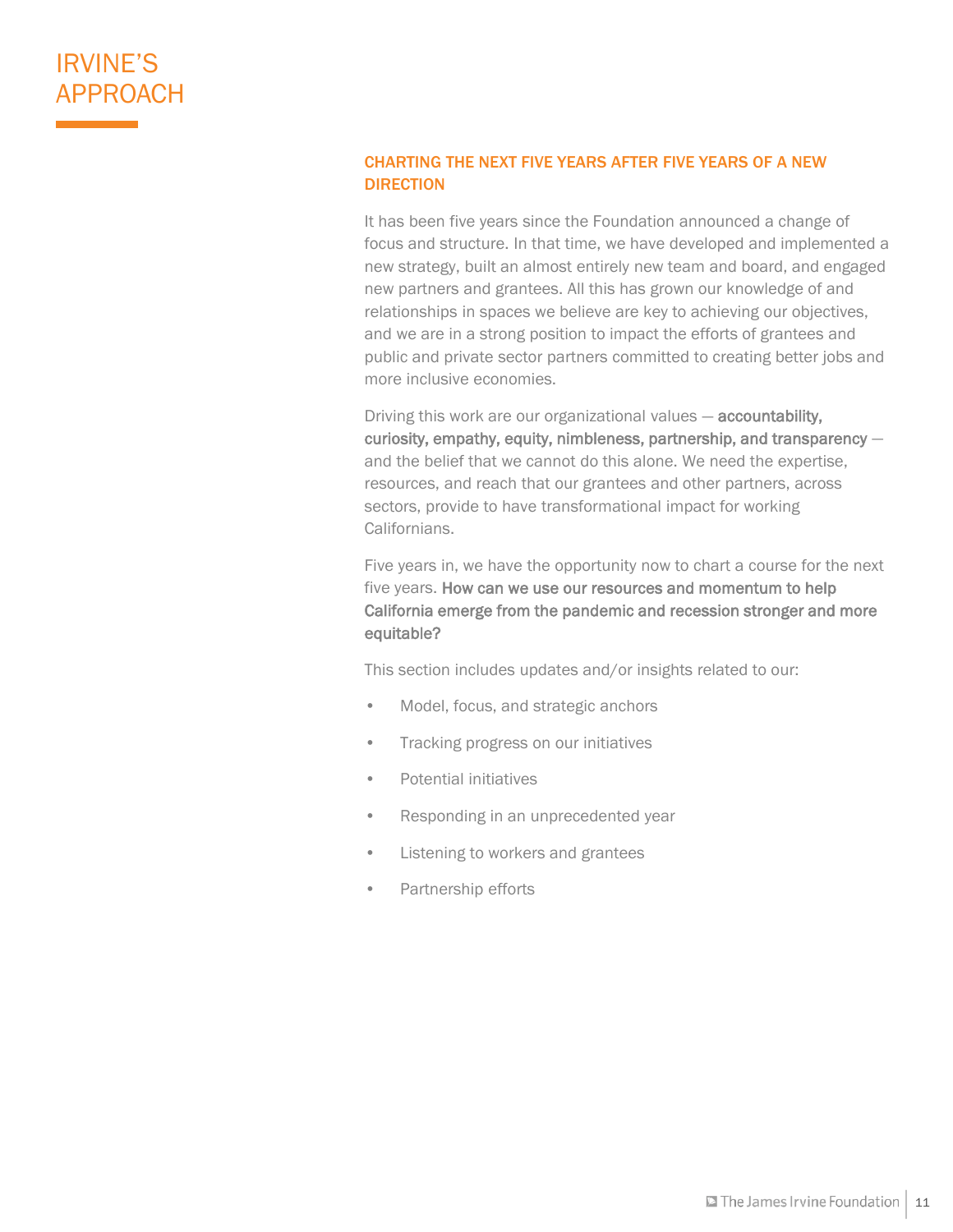# IRVINE'S APPROACH

## CHARTING THE NEXT FIVE YEARS AFTER FIVE YEARS OF A NEW DIRECTION

It has been five years since the Foundation announced a change of focus and structure. In that time, we have developed and implemented a new strategy, built an almost entirely new team and board, and engaged new partners and grantees. All this has grown our knowledge of and relationships in spaces we believe are key to achieving our objectives, and we are in a strong position to impact the efforts of grantees and public and private sector partners committed to creating better jobs and more inclusive economies.

Driving this work are our organizational values — **accountability, curiosity, empathy, equity, nimbleness, partnership, and transparency** — and the belief that we cannot do this alone. We need the expertise, resources, and reach that our grantees and other partners, across sectors, provide to have transformational impact for working Californians.

Five years in, we have the opportunity now to chart a course for the next five years. **How can we use our resources and momentum to help California emerge from the pandemic and recession stronger and more equitable?**

This section includes updates and/or insights related to our:

- Model, focus, and strategic anchors
- Tracking progress on our initiatives
- Potential initiatives
- Responding in an unprecedented year
- Listening to workers and grantees
- Partnership efforts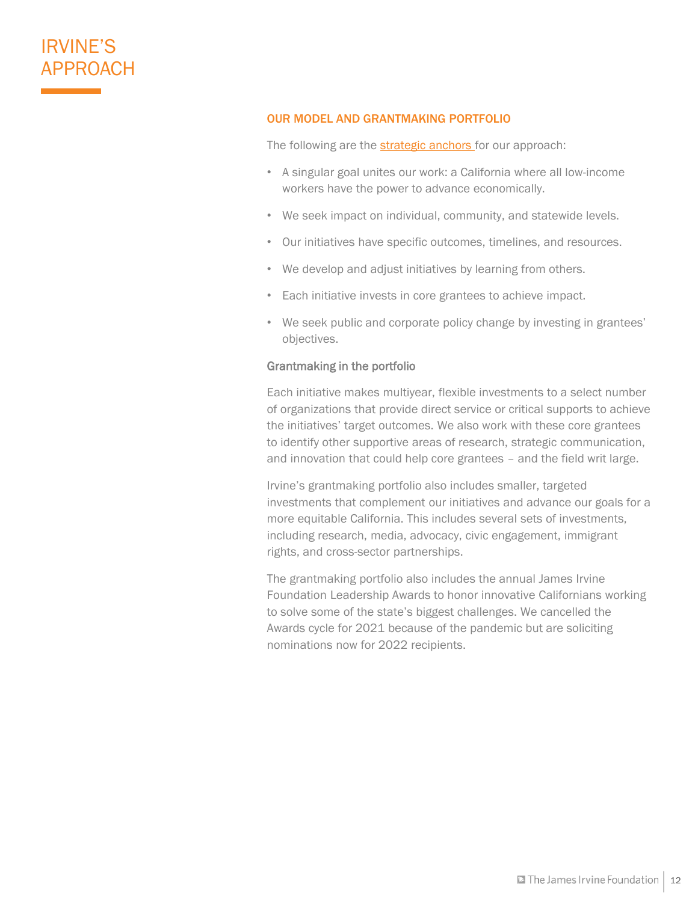# IRVINE'S APPROACH

## OUR MODEL AND GRANTMAKING PORTFOLIO

The following are the strategic anchors for our approach:

- A singular goal unites our work: a California where all low-income workers have the power to advance economically.
- We seek impact on individual, community, and statewide levels.
- Our initiatives have specific outcomes, timelines, and resources.
- We develop and adjust initiatives by learning from others.
- Each initiative invests in core grantees to achieve impact.
- We seek public and corporate policy change by investing in grantees' objectives.

### Grantmaking in the portfolio

Each initiative makes multiyear, flexible investments to a select number of organizations that provide direct service or critical supports to achieve the initiatives' target outcomes. We also work with these core grantees to identify other supportive areas of research, strategic communication, and innovation that could help core grantees – and the field writ large.

Irvine's grantmaking portfolio also includes smaller, targeted investments that complement our initiatives and advance our goals for a more equitable California. This includes several sets of investments, including research, media, advocacy, civic engagement, immigrant rights, and cross-sector partnerships.

The grantmaking portfolio also includes the annual James Irvine Foundation Leadership Awards to honor innovative Californians working to solve some of the state's biggest challenges. We cancelled the Awards cycle for 2021 because of the pandemic but are soliciting nominations now for 2022 recipients.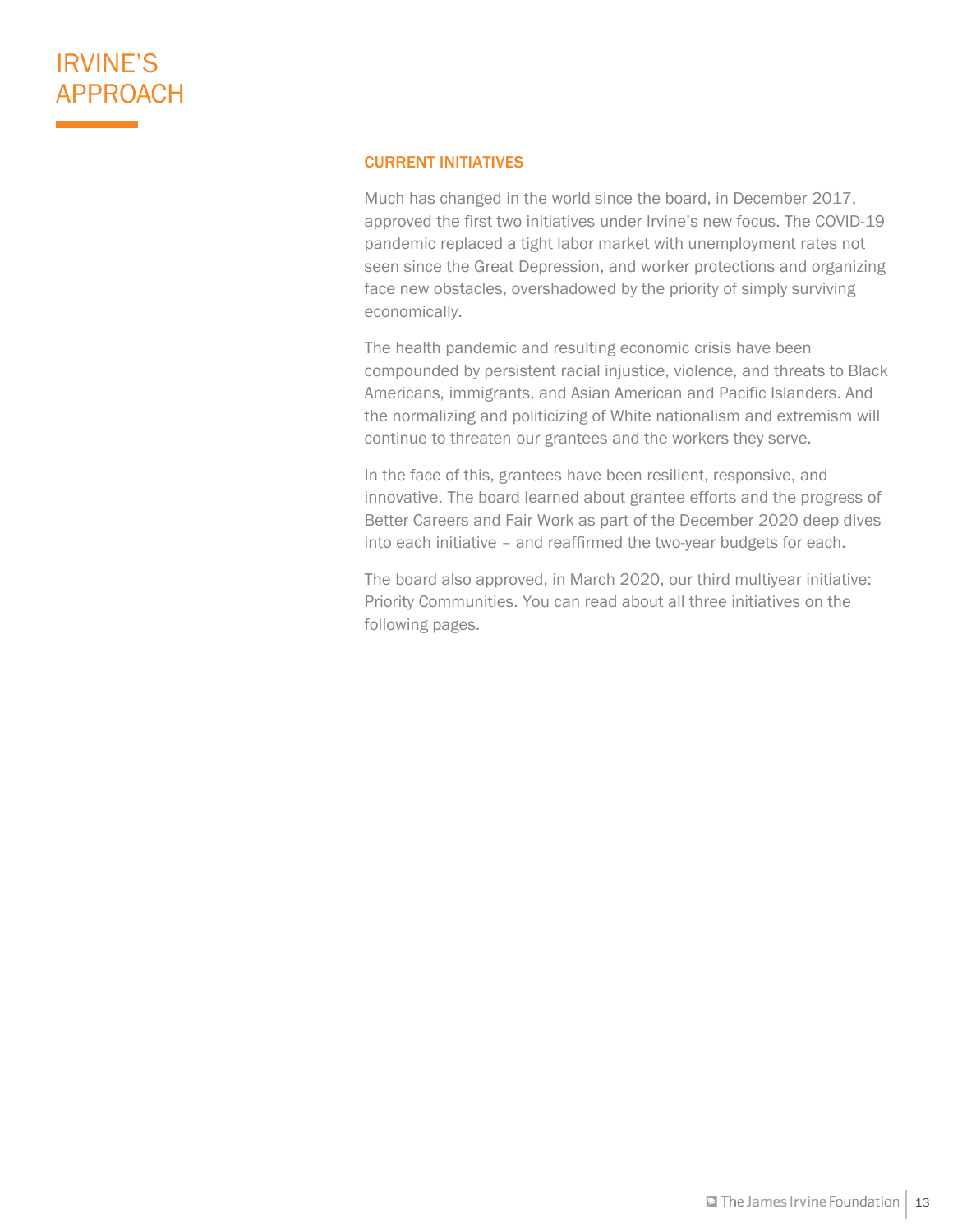# IRVINE'S APPROACH

## CURRENT INITIATIVES

Much has changed in the world since the board, in December 2017, approved the first two initiatives under Irvine's new focus. The COVID-19 pandemic replaced a tight labor market with unemployment rates not seen since the Great Depression, and worker protections and organizing face new obstacles, overshadowed by the priority of simply surviving economically.

The health pandemic and resulting economic crisis have been compounded by persistent racial injustice, violence, and threats to Black Americans, immigrants, and Asian American and Pacific Islanders. And the normalizing and politicizing of White nationalism and extremism will continue to threaten our grantees and the workers they serve.

In the face of this, grantees have been resilient, responsive, and innovative. The board learned about grantee efforts and the progress of Better Careers and Fair Work as part of the December 2020 deep dives into each initiative – and reaffirmed the two-year budgets for each.

The board also approved, in March 2020, our third multiyear initiative: Priority Communities. You can read about all three initiatives on the following pages.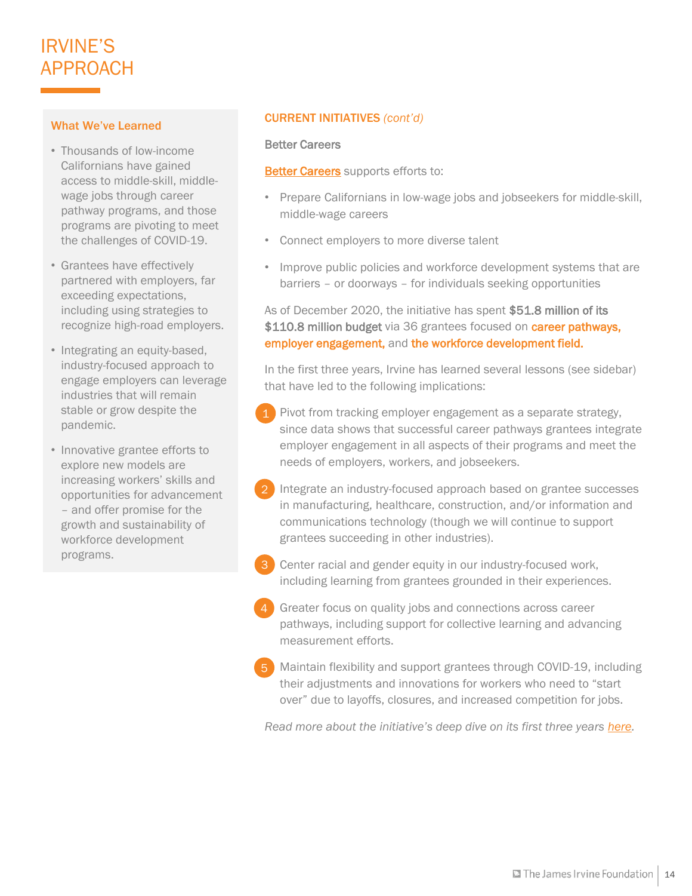# IRVINE'S APPROACH

### What We've Learned

- Thousands of low-income Californians have gained access to middle-skill, middle-wage jobs through career pathway programs, and those programs are pivoting to meet the challenges of COVID-19.
- Grantees have effectively partnered with employers, far exceeding expectations, including using strategies to recognize high-road employers.
- Integrating an equity-based, industry-focused approach to engage employers can leverage industries that will remain stable or grow despite the pandemic.
- Innovative grantee efforts to explore new models are increasing workers' skills and opportunities for advancement – and offer promise for the growth and sustainability of workforce development programs.

## CURRENT INITIATIVES *(cont'd)*

### Better Careers

Better Careers supports efforts to:

- Prepare Californians in low-wage jobs and jobseekers for middle-skill, middle-wage careers
- Connect employers to more diverse talent
- Improve public policies and workforce development systems that are barriers – or doorways – for individuals seeking opportunities

As of December 2020, the initiative has spent **$51.8 million of its $110.8 million budget** via 36 grantees focused on **career pathways, employer engagement,** and **the workforce development field.**

In the first three years, Irvine has learned several lessons (see sidebar) that have led to the following implications:

1. Pivot from tracking employer engagement as a separate strategy, since data shows that successful career pathways grantees integrate employer engagement in all aspects of their programs and meet the needs of employers, workers, and jobseekers.
2. Integrate an industry-focused approach based on grantee successes in manufacturing, healthcare, construction, and/or information and communications technology (though we will continue to support grantees succeeding in other industries).
3. Center racial and gender equity in our industry-focused work, including learning from grantees grounded in their experiences.
4. Greater focus on quality jobs and connections across career pathways, including support for collective learning and advancing measurement efforts.
5. Maintain flexibility and support grantees through COVID-19, including their adjustments and innovations for workers who need to "start over" due to layoffs, closures, and increased competition for jobs.

*Read more about the initiative's deep dive on its first three years here.*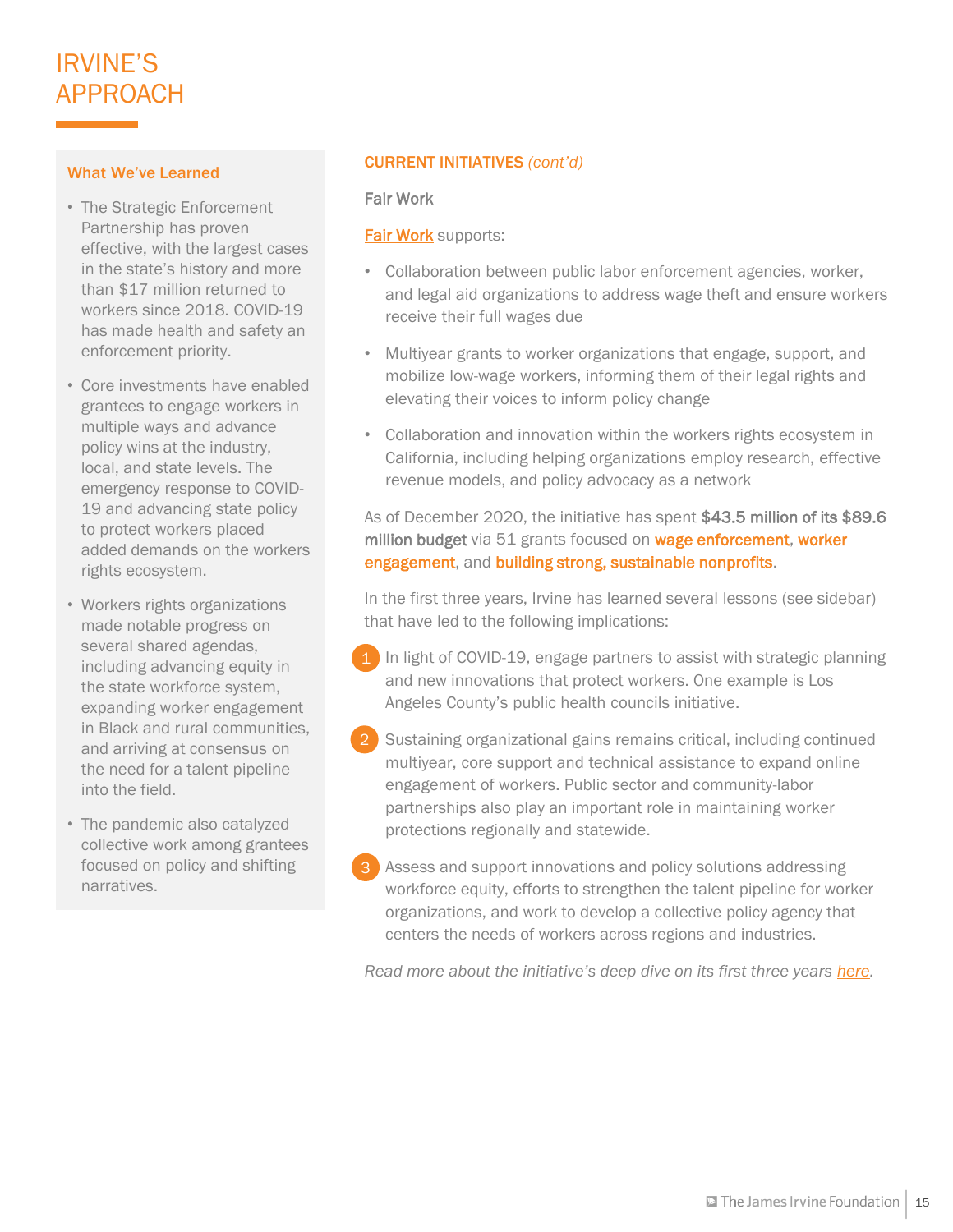# IRVINE'S APPROACH

### What We've Learned

- The Strategic Enforcement Partnership has proven effective, with the largest cases in the state's history and more than $17 million returned to workers since 2018. COVID-19 has made health and safety an enforcement priority.
- Core investments have enabled grantees to engage workers in multiple ways and advance policy wins at the industry, local, and state levels. The emergency response to COVID-19 and advancing state policy to protect workers placed added demands on the workers rights ecosystem.
- Workers rights organizations made notable progress on several shared agendas, including advancing equity in the state workforce system, expanding worker engagement in Black and rural communities, and arriving at consensus on the need for a talent pipeline into the field.
- The pandemic also catalyzed collective work among grantees focused on policy and shifting narratives.

## CURRENT INITIATIVES *(cont'd)*

### Fair Work

Fair Work supports:

- Collaboration between public labor enforcement agencies, worker, and legal aid organizations to address wage theft and ensure workers receive their full wages due
- Multiyear grants to worker organizations that engage, support, and mobilize low-wage workers, informing them of their legal rights and elevating their voices to inform policy change
- Collaboration and innovation within the workers rights ecosystem in California, including helping organizations employ research, effective revenue models, and policy advocacy as a network

As of December 2020, the initiative has spent **$43.5 million of its $89.6 million budget** via 51 grants focused on **wage enforcement**, **worker engagement**, and **building strong, sustainable nonprofits**.

In the first three years, Irvine has learned several lessons (see sidebar) that have led to the following implications:

1. In light of COVID-19, engage partners to assist with strategic planning and new innovations that protect workers. One example is Los Angeles County's public health councils initiative.
2. Sustaining organizational gains remains critical, including continued multiyear, core support and technical assistance to expand online engagement of workers. Public sector and community-labor partnerships also play an important role in maintaining worker protections regionally and statewide.
3. Assess and support innovations and policy solutions addressing workforce equity, efforts to strengthen the talent pipeline for worker organizations, and work to develop a collective policy agency that centers the needs of workers across regions and industries.

*Read more about the initiative's deep dive on its first three years here.*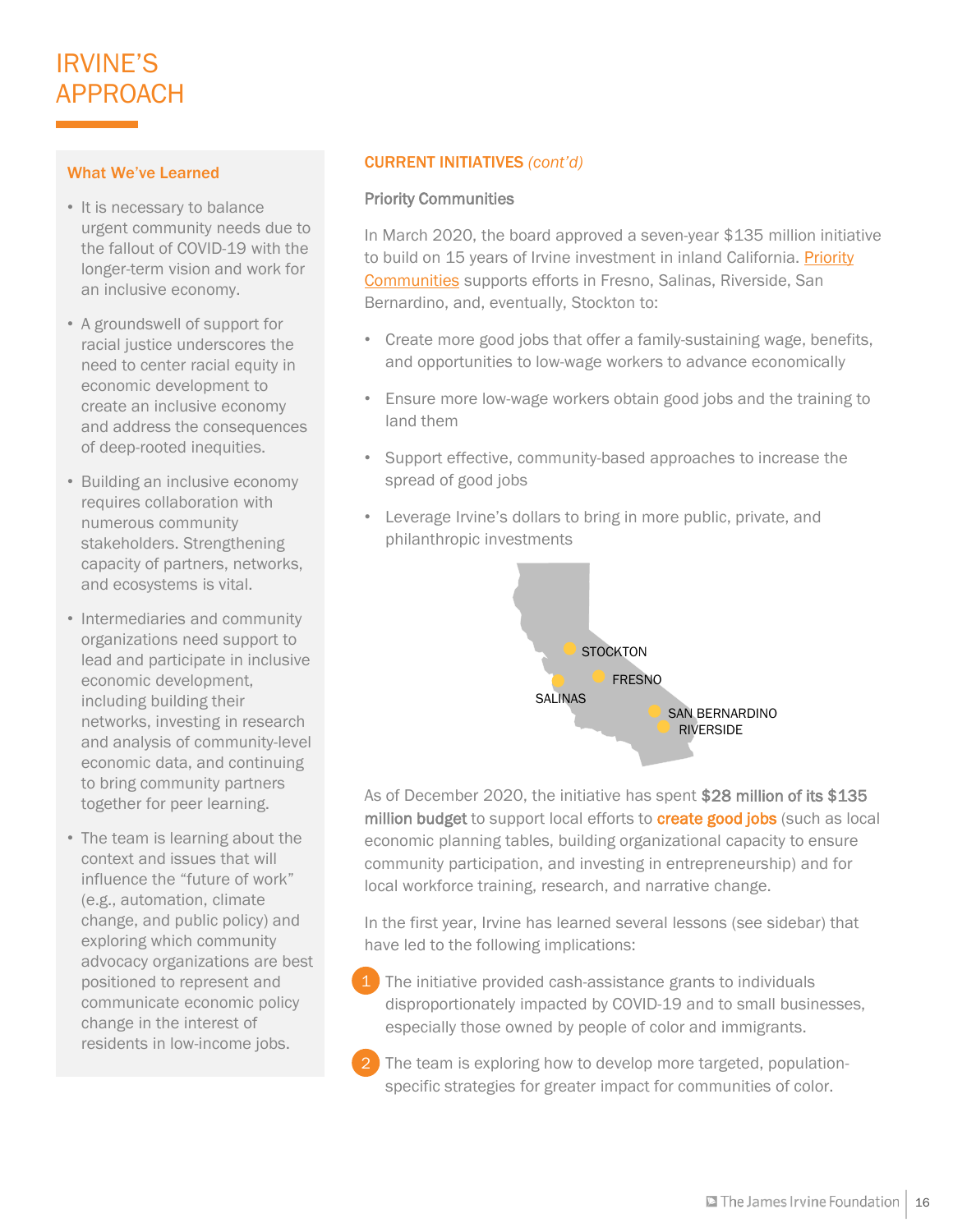# IRVINE'S APPROACH

## CURRENT INITIATIVES *(cont'd)*

### Priority Communities

In March 2020, the board approved a seven-year $135 million initiative to build on 15 years of Irvine investment in inland California. Priority Communities supports efforts in Fresno, Salinas, Riverside, San Bernardino, and, eventually, Stockton to:

- Create more good jobs that offer a family-sustaining wage, benefits, and opportunities to low-wage workers to advance economically
- Ensure more low-wage workers obtain good jobs and the training to land them
- Support effective, community-based approaches to increase the spread of good jobs
- Leverage Irvine's dollars to bring in more public, private, and philanthropic investments

STOCKTON
FRESNO
SALINAS
SAN BERNARDINO
RIVERSIDE

As of December 2020, the initiative has spent **$28 million of its $135 million budget** to support local efforts to **create good jobs** (such as local economic planning tables, building organizational capacity to ensure community participation, and investing in entrepreneurship) and for local workforce training, research, and narrative change.

In the first year, Irvine has learned several lessons (see sidebar) that have led to the following implications:

1. The initiative provided cash-assistance grants to individuals disproportionately impacted by COVID-19 and to small businesses, especially those owned by people of color and immigrants.
2. The team is exploring how to develop more targeted, population-specific strategies for greater impact for communities of color.

### What We've Learned

- It is necessary to balance urgent community needs due to the fallout of COVID-19 with the longer-term vision and work for an inclusive economy.
- A groundswell of support for racial justice underscores the need to center racial equity in economic development to create an inclusive economy and address the consequences of deep-rooted inequities.
- Building an inclusive economy requires collaboration with numerous community stakeholders. Strengthening capacity of partners, networks, and ecosystems is vital.
- Intermediaries and community organizations need support to lead and participate in inclusive economic development, including building their networks, investing in research and analysis of community-level economic data, and continuing to bring community partners together for peer learning.
- The team is learning about the context and issues that will influence the "future of work" (e.g., automation, climate change, and public policy) and exploring which community advocacy organizations are best positioned to represent and communicate economic policy change in the interest of residents in low-income jobs.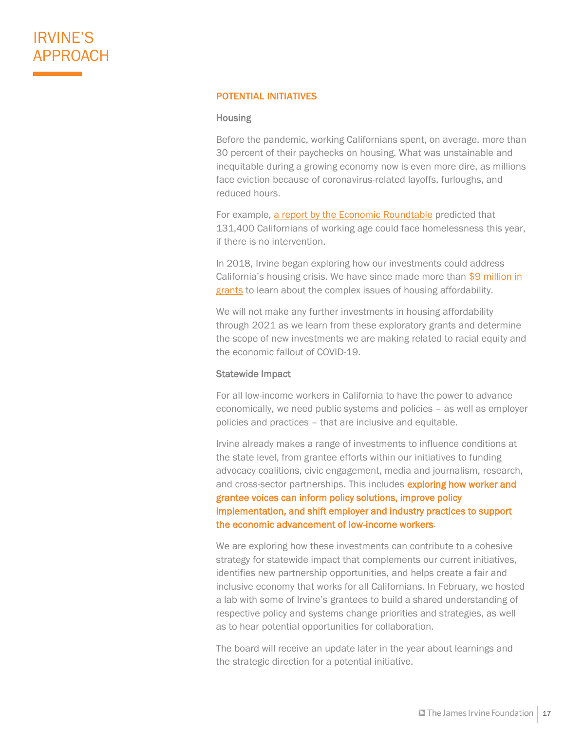# IRVINE'S APPROACH

## POTENTIAL INITIATIVES

### Housing

Before the pandemic, working Californians spent, on average, more than 30 percent of their paychecks on housing. What was unstainable and inequitable during a growing economy now is even more dire, as millions face eviction because of coronavirus-related layoffs, furloughs, and reduced hours.

For example, a report by the Economic Roundtable predicted that 131,400 Californians of working age could face homelessness this year, if there is no intervention.

In 2018, Irvine began exploring how our investments could address California's housing crisis. We have since made more than $9 million in grants to learn about the complex issues of housing affordability.

We will not make any further investments in housing affordability through 2021 as we learn from these exploratory grants and determine the scope of new investments we are making related to racial equity and the economic fallout of COVID-19.

### Statewide Impact

For all low-income workers in California to have the power to advance economically, we need public systems and policies – as well as employer policies and practices – that are inclusive and equitable.

Irvine already makes a range of investments to influence conditions at the state level, from grantee efforts within our initiatives to funding advocacy coalitions, civic engagement, media and journalism, research, and cross-sector partnerships. This includes **exploring how worker and grantee voices can inform policy solutions, improve policy implementation, and shift employer and industry practices to support the economic advancement of low-income workers**.

We are exploring how these investments can contribute to a cohesive strategy for statewide impact that complements our current initiatives, identifies new partnership opportunities, and helps create a fair and inclusive economy that works for all Californians. In February, we hosted a lab with some of Irvine's grantees to build a shared understanding of respective policy and systems change priorities and strategies, as well as to hear potential opportunities for collaboration.

The board will receive an update later in the year about learnings and the strategic direction for a potential initiative.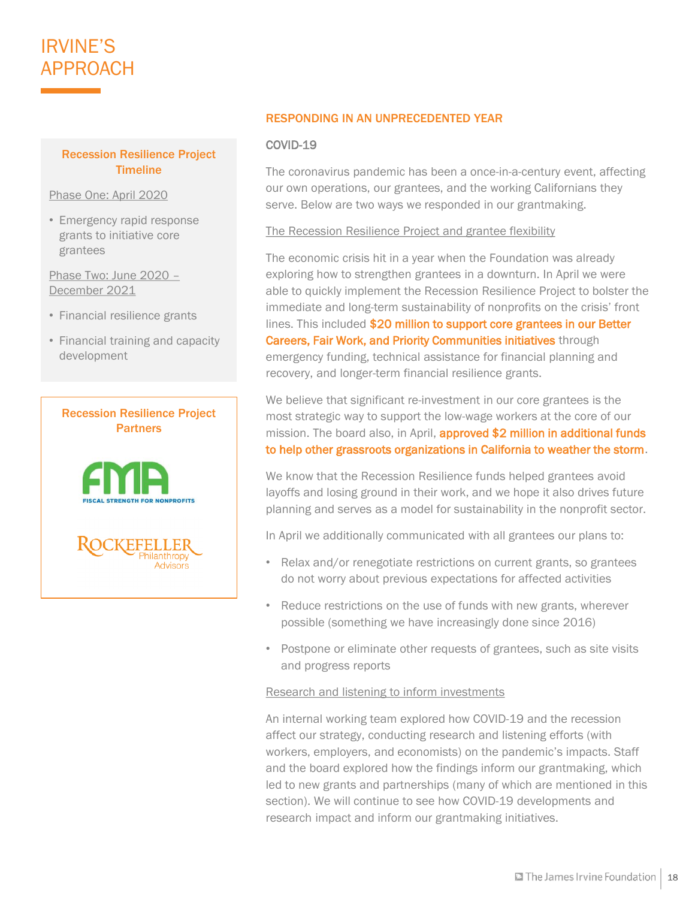# IRVINE'S APPROACH

**Recession Resilience Project Timeline**

Phase One: April 2020

- Emergency rapid response grants to initiative core grantees

Phase Two: June 2020 – December 2021

- Financial resilience grants
- Financial training and capacity development

**Recession Resilience Project Partners**

FMA — FISCAL STRENGTH FOR NONPROFITS

Rockefeller Philanthropy Advisors

## RESPONDING IN AN UNPRECEDENTED YEAR

### COVID-19

The coronavirus pandemic has been a once-in-a-century event, affecting our own operations, our grantees, and the working Californians they serve. Below are two ways we responded in our grantmaking.

#### The Recession Resilience Project and grantee flexibility

The economic crisis hit in a year when the Foundation was already exploring how to strengthen grantees in a downturn. In April we were able to quickly implement the Recession Resilience Project to bolster the immediate and long-term sustainability of nonprofits on the crisis' front lines. This included **$20 million to support core grantees in our Better Careers, Fair Work, and Priority Communities initiatives** through emergency funding, technical assistance for financial planning and recovery, and longer-term financial resilience grants.

We believe that significant re-investment in our core grantees is the most strategic way to support the low-wage workers at the core of our mission. The board also, in April, **approved $2 million in additional funds to help other grassroots organizations in California to weather the storm**.

We know that the Recession Resilience funds helped grantees avoid layoffs and losing ground in their work, and we hope it also drives future planning and serves as a model for sustainability in the nonprofit sector.

In April we additionally communicated with all grantees our plans to:

- Relax and/or renegotiate restrictions on current grants, so grantees do not worry about previous expectations for affected activities
- Reduce restrictions on the use of funds with new grants, wherever possible (something we have increasingly done since 2016)
- Postpone or eliminate other requests of grantees, such as site visits and progress reports

#### Research and listening to inform investments

An internal working team explored how COVID-19 and the recession affect our strategy, conducting research and listening efforts (with workers, employers, and economists) on the pandemic's impacts. Staff and the board explored how the findings inform our grantmaking, which led to new grants and partnerships (many of which are mentioned in this section). We will continue to see how COVID-19 developments and research impact and inform our grantmaking initiatives.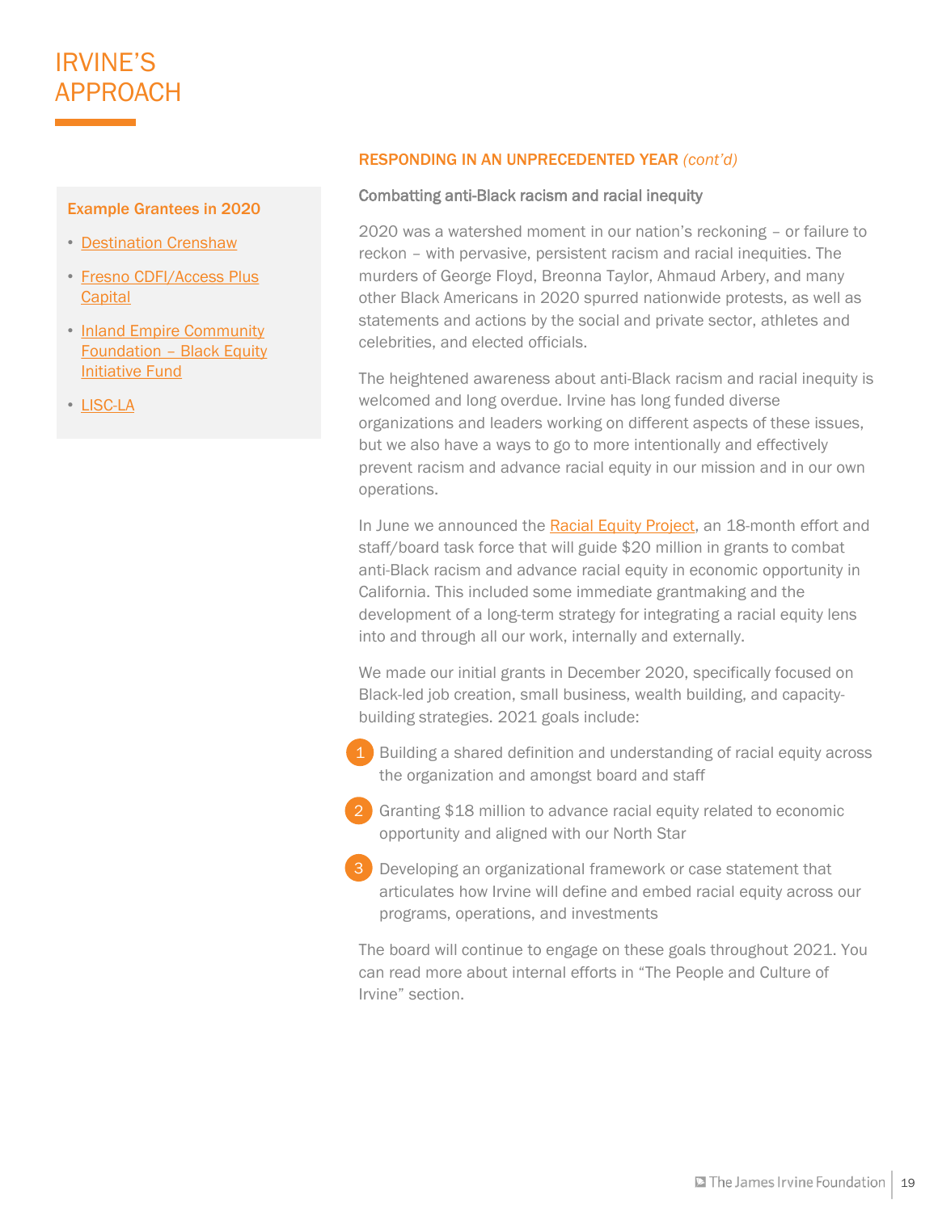# IRVINE'S APPROACH

**Example Grantees in 2020**

- Destination Crenshaw
- Fresno CDFI/Access Plus Capital
- Inland Empire Community Foundation – Black Equity Initiative Fund
- LISC-LA

## RESPONDING IN AN UNPRECEDENTED YEAR *(cont'd)*

### Combatting anti-Black racism and racial inequity

2020 was a watershed moment in our nation's reckoning – or failure to reckon – with pervasive, persistent racism and racial inequities. The murders of George Floyd, Breonna Taylor, Ahmaud Arbery, and many other Black Americans in 2020 spurred nationwide protests, as well as statements and actions by the social and private sector, athletes and celebrities, and elected officials.

The heightened awareness about anti-Black racism and racial inequity is welcomed and long overdue. Irvine has long funded diverse organizations and leaders working on different aspects of these issues, but we also have a ways to go to more intentionally and effectively prevent racism and advance racial equity in our mission and in our own operations.

In June we announced the Racial Equity Project, an 18-month effort and staff/board task force that will guide $20 million in grants to combat anti-Black racism and advance racial equity in economic opportunity in California. This included some immediate grantmaking and the development of a long-term strategy for integrating a racial equity lens into and through all our work, internally and externally.

We made our initial grants in December 2020, specifically focused on Black-led job creation, small business, wealth building, and capacity-building strategies. 2021 goals include:

1. Building a shared definition and understanding of racial equity across the organization and amongst board and staff
2. Granting $18 million to advance racial equity related to economic opportunity and aligned with our North Star
3. Developing an organizational framework or case statement that articulates how Irvine will define and embed racial equity across our programs, operations, and investments

The board will continue to engage on these goals throughout 2021. You can read more about internal efforts in "The People and Culture of Irvine" section.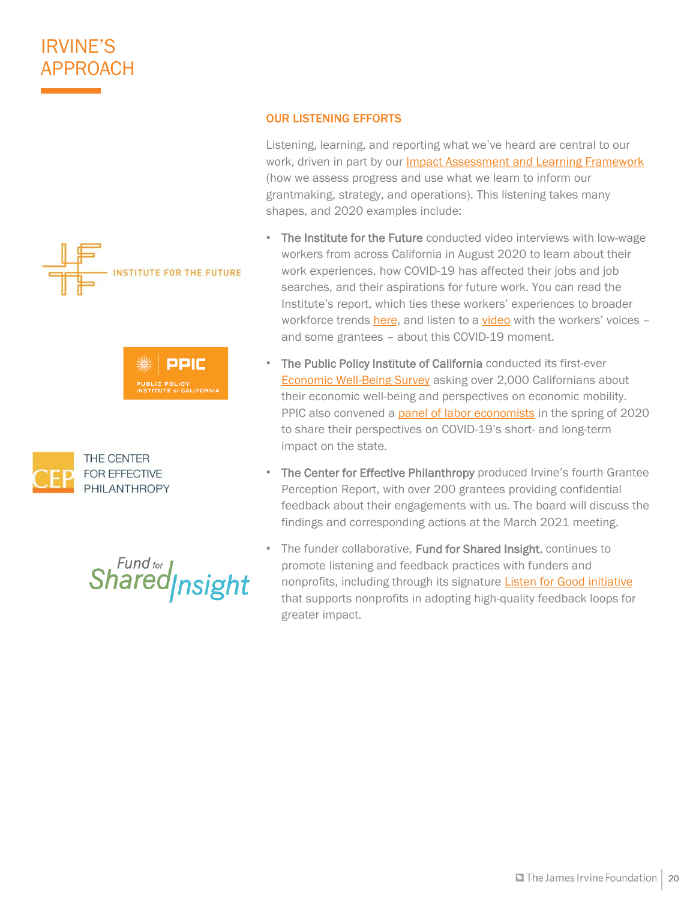# IRVINE'S APPROACH

## OUR LISTENING EFFORTS

Listening, learning, and reporting what we've heard are central to our work, driven in part by our Impact Assessment and Learning Framework (how we assess progress and use what we learn to inform our grantmaking, strategy, and operations). This listening takes many shapes, and 2020 examples include:

- **The Institute for the Future** conducted video interviews with low-wage workers from across California in August 2020 to learn about their work experiences, how COVID-19 has affected their jobs and job searches, and their aspirations for future work. You can read the Institute's report, which ties these workers' experiences to broader workforce trends here, and listen to a video with the workers' voices – and some grantees – about this COVID-19 moment.
- **The Public Policy Institute of California** conducted its first-ever Economic Well-Being Survey asking over 2,000 Californians about their economic well-being and perspectives on economic mobility. PPIC also convened a panel of labor economists in the spring of 2020 to share their perspectives on COVID-19's short- and long-term impact on the state.
- **The Center for Effective Philanthropy** produced Irvine's fourth Grantee Perception Report, with over 200 grantees providing confidential feedback about their engagements with us. The board will discuss the findings and corresponding actions at the March 2021 meeting.
- The funder collaborative, **Fund for Shared Insight**, continues to promote listening and feedback practices with funders and nonprofits, including through its signature Listen for Good initiative that supports nonprofits in adopting high-quality feedback loops for greater impact.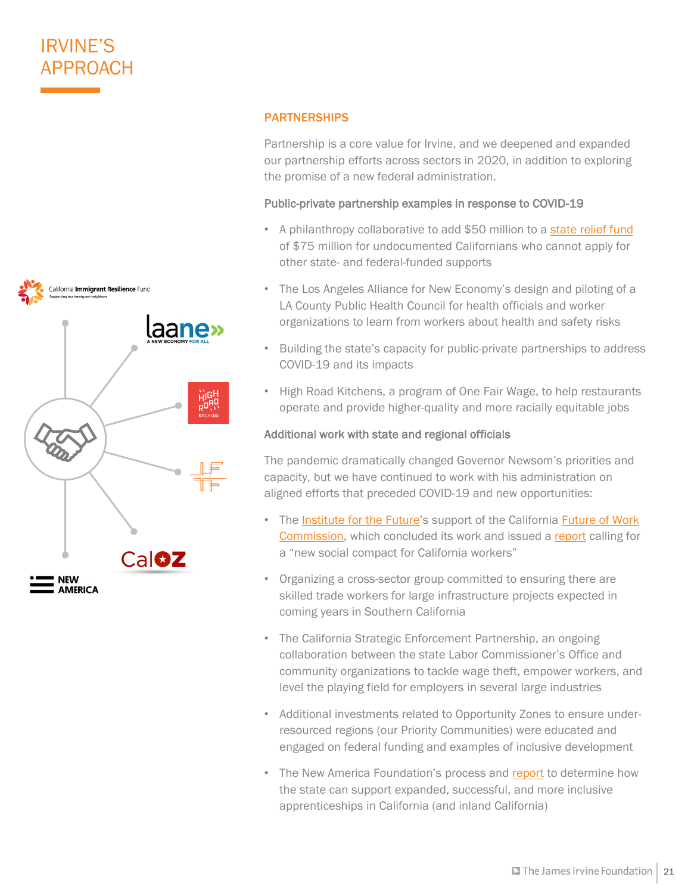# IRVINE'S APPROACH

## PARTNERSHIPS

Partnership is a core value for Irvine, and we deepened and expanded our partnership efforts across sectors in 2020, in addition to exploring the promise of a new federal administration.

### Public-private partnership examples in response to COVID-19

- A philanthropy collaborative to add $50 million to a state relief fund of $75 million for undocumented Californians who cannot apply for other state- and federal-funded supports
- The Los Angeles Alliance for New Economy's design and piloting of a LA County Public Health Council for health officials and worker organizations to learn from workers about health and safety risks
- Building the state's capacity for public-private partnerships to address COVID-19 and its impacts
- High Road Kitchens, a program of One Fair Wage, to help restaurants operate and provide higher-quality and more racially equitable jobs

### Additional work with state and regional officials

The pandemic dramatically changed Governor Newsom's priorities and capacity, but we have continued to work with his administration on aligned efforts that preceded COVID-19 and new opportunities:

- The Institute for the Future's support of the California Future of Work Commission, which concluded its work and issued a report calling for a "new social compact for California workers"
- Organizing a cross-sector group committed to ensuring there are skilled trade workers for large infrastructure projects expected in coming years in Southern California
- The California Strategic Enforcement Partnership, an ongoing collaboration between the state Labor Commissioner's Office and community organizations to tackle wage theft, empower workers, and level the playing field for employers in several large industries
- Additional investments related to Opportunity Zones to ensure under-resourced regions (our Priority Communities) were educated and engaged on federal funding and examples of inclusive development
- The New America Foundation's process and report to determine how the state can support expanded, successful, and more inclusive apprenticeships in California (and inland California)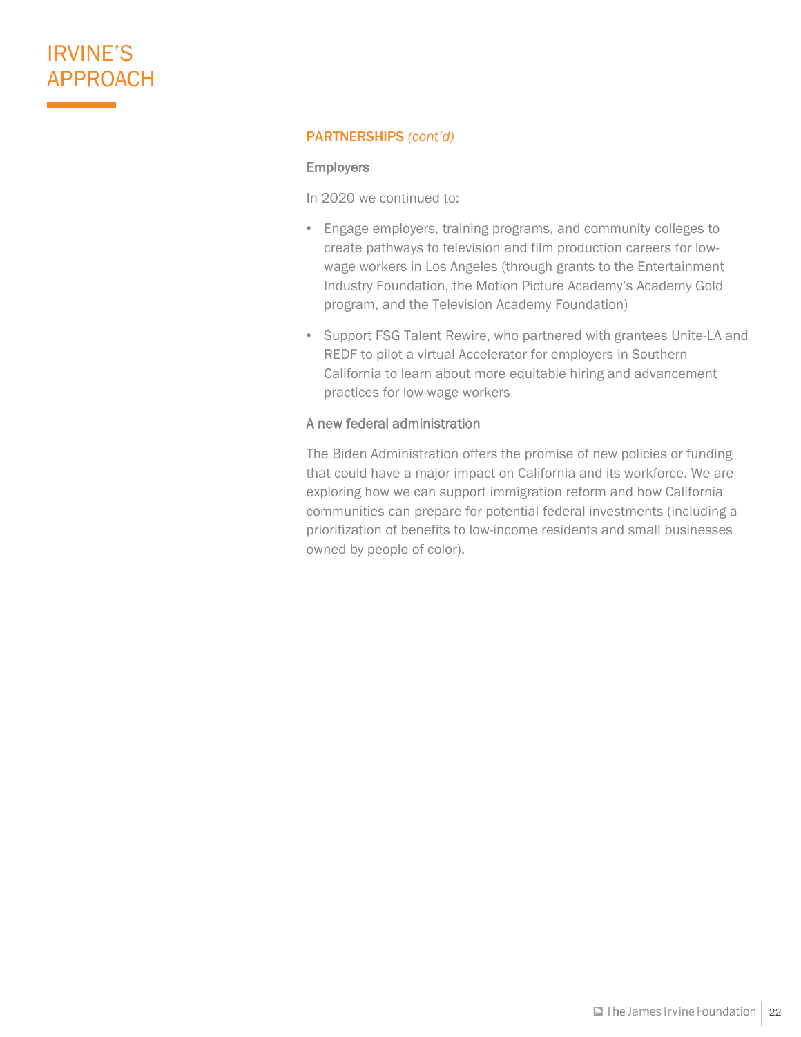# IRVINE'S APPROACH

**PARTNERSHIPS** *(cont'd)*

### Employers

In 2020 we continued to:

- Engage employers, training programs, and community colleges to create pathways to television and film production careers for low-wage workers in Los Angeles (through grants to the Entertainment Industry Foundation, the Motion Picture Academy's Academy Gold program, and the Television Academy Foundation)
- Support FSG Talent Rewire, who partnered with grantees Unite-LA and REDF to pilot a virtual Accelerator for employers in Southern California to learn about more equitable hiring and advancement practices for low-wage workers

### A new federal administration

The Biden Administration offers the promise of new policies or funding that could have a major impact on California and its workforce. We are exploring how we can support immigration reform and how California communities can prepare for potential federal investments (including a prioritization of benefits to low-income residents and small businesses owned by people of color).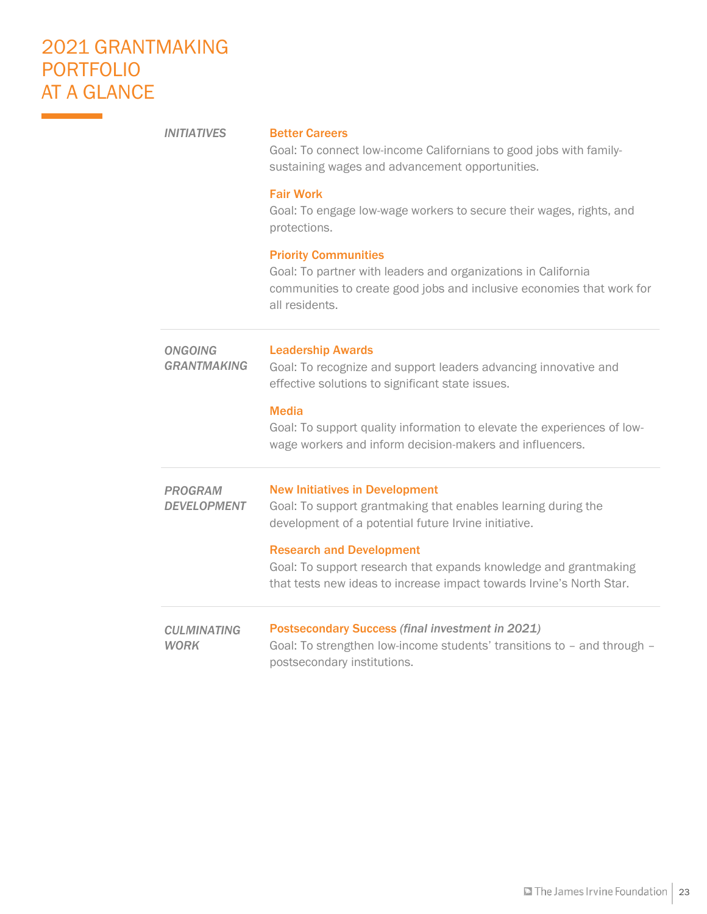# 2021 GRANTMAKING PORTFOLIO AT A GLANCE

## *INITIATIVES*

**Better Careers**
Goal: To connect low-income Californians to good jobs with family-sustaining wages and advancement opportunities.

**Fair Work**
Goal: To engage low-wage workers to secure their wages, rights, and protections.

**Priority Communities**
Goal: To partner with leaders and organizations in California communities to create good jobs and inclusive economies that work for all residents.

## *ONGOING GRANTMAKING*

**Leadership Awards**
Goal: To recognize and support leaders advancing innovative and effective solutions to significant state issues.

**Media**
Goal: To support quality information to elevate the experiences of low-wage workers and inform decision-makers and influencers.

## *PROGRAM DEVELOPMENT*

**New Initiatives in Development**
Goal: To support grantmaking that enables learning during the development of a potential future Irvine initiative.

**Research and Development**
Goal: To support research that expands knowledge and grantmaking that tests new ideas to increase impact towards Irvine's North Star.

## *CULMINATING WORK*

**Postsecondary Success** ***(final investment in 2021)***
Goal: To strengthen low-income students' transitions to – and through – postsecondary institutions.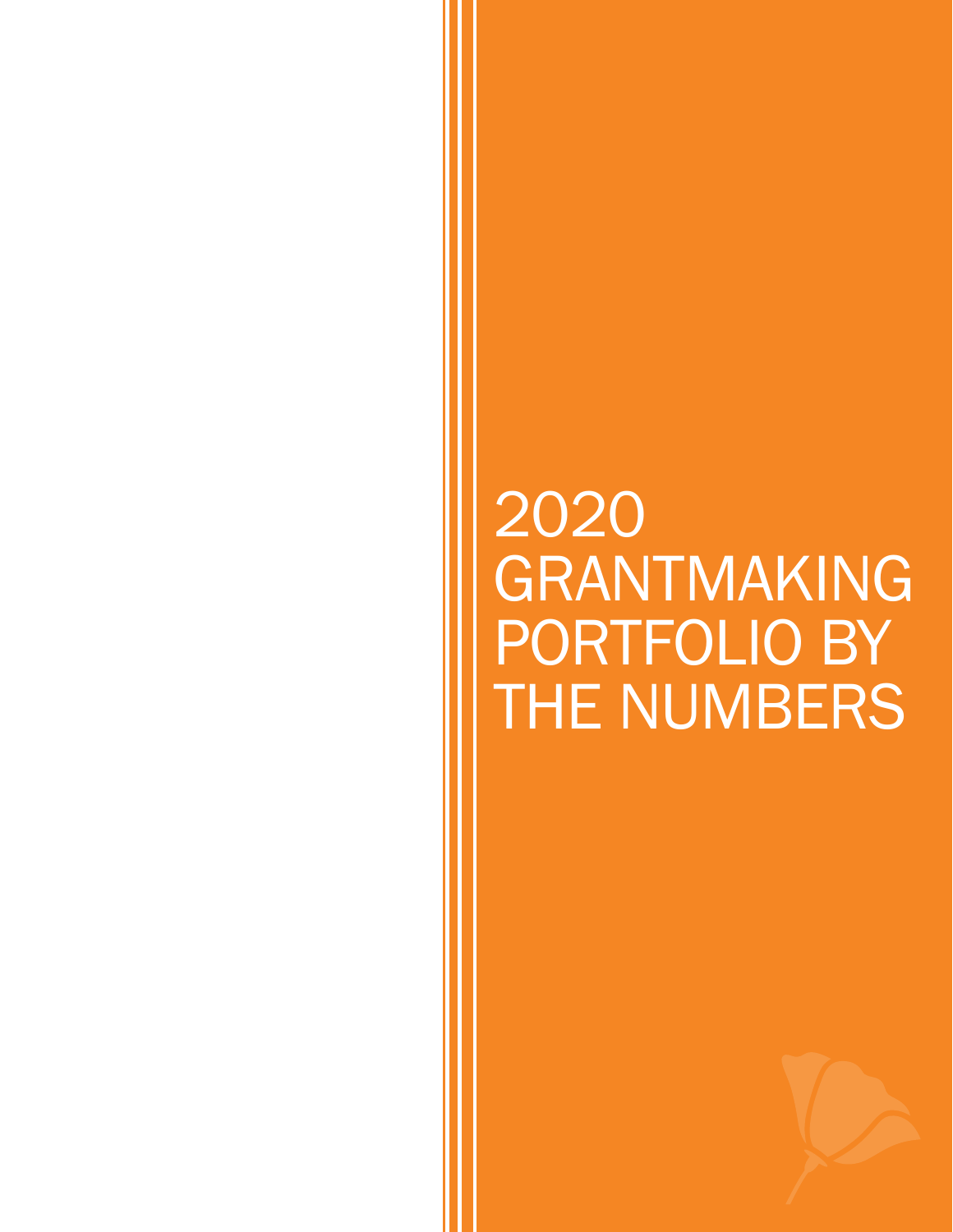# 2020 GRANTMAKING PORTFOLIO BY THE NUMBERS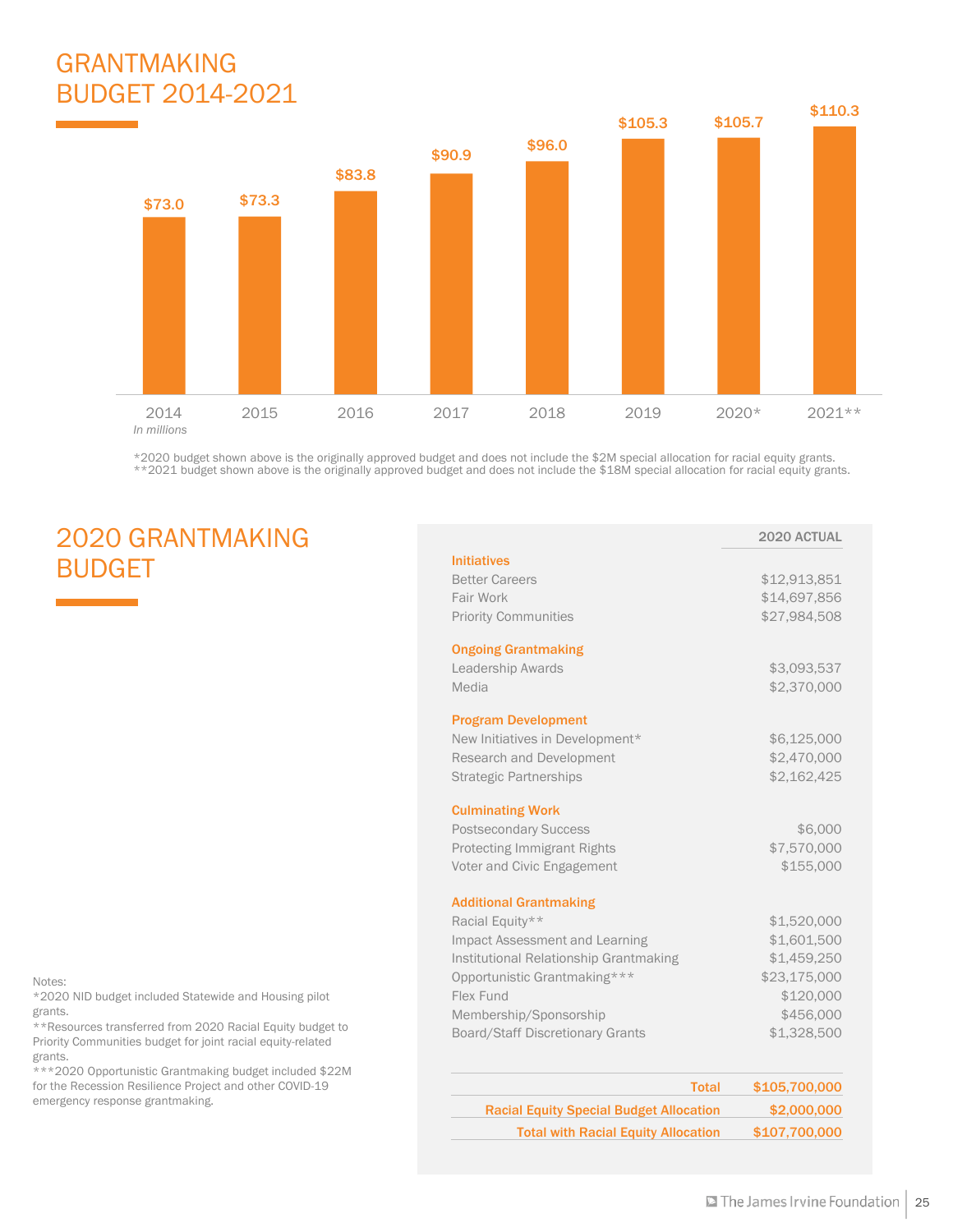# GRANTMAKING BUDGET 2014-2021

| Year | Budget (In millions) |
|---|---|
| 2014 | $73.0 |
| 2015 | $73.3 |
| 2016 | $83.8 |
| 2017 | $90.9 |
| 2018 | $96.0 |
| 2019 | $105.3 |
| 2020* | $105.7 |
| 2021** | $110.3 |

*In millions*

*2020 budget shown above is the originally approved budget and does not include the $2M special allocation for racial equity grants.
**2021 budget shown above is the originally approved budget and does not include the $18M special allocation for racial equity grants.

# 2020 GRANTMAKING BUDGET

| | 2020 ACTUAL |
|---|---|
| **Initiatives** | |
| Better Careers | $12,913,851 |
| Fair Work | $14,697,856 |
| Priority Communities | $27,984,508 |
| **Ongoing Grantmaking** | |
| Leadership Awards | $3,093,537 |
| Media | $2,370,000 |
| **Program Development** | |
| New Initiatives in Development* | $6,125,000 |
| Research and Development | $2,470,000 |
| Strategic Partnerships | $2,162,425 |
| **Culminating Work** | |
| Postsecondary Success | $6,000 |
| Protecting Immigrant Rights | $7,570,000 |
| Voter and Civic Engagement | $155,000 |
| **Additional Grantmaking** | |
| Racial Equity** | $1,520,000 |
| Impact Assessment and Learning | $1,601,500 |
| Institutional Relationship Grantmaking | $1,459,250 |
| Opportunistic Grantmaking*** | $23,175,000 |
| Flex Fund | $120,000 |
| Membership/Sponsorship | $456,000 |
| Board/Staff Discretionary Grants | $1,328,500 |
| **Total** | **$105,700,000** |
| **Racial Equity Special Budget Allocation** | **$2,000,000** |
| **Total with Racial Equity Allocation** | **$107,700,000** |

Notes:
*2020 NID budget included Statewide and Housing pilot grants.
**Resources transferred from 2020 Racial Equity budget to Priority Communities budget for joint racial equity-related grants.
***2020 Opportunistic Grantmaking budget included $22M for the Recession Resilience Project and other COVID-19 emergency response grantmaking.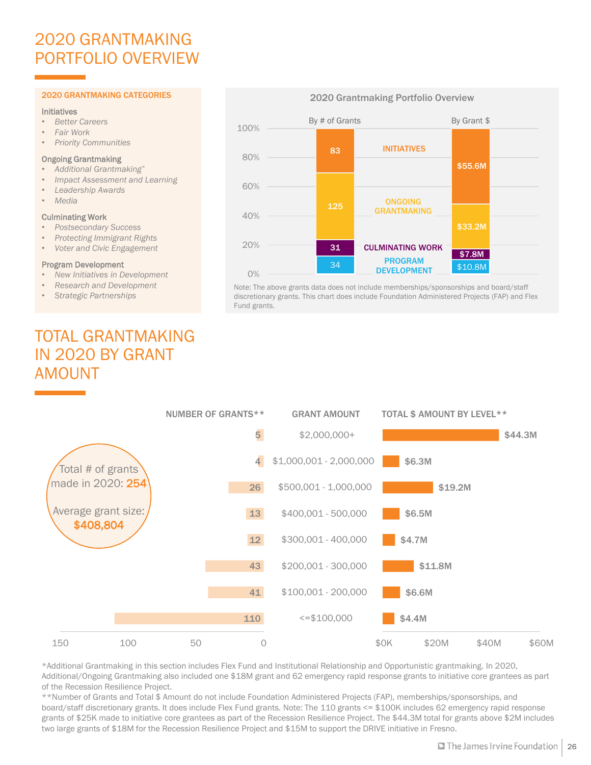# 2020 GRANTMAKING PORTFOLIO OVERVIEW

**2020 GRANTMAKING CATEGORIES**

**Initiatives**
- *Better Careers*
- *Fair Work*
- *Priority Communities*

**Ongoing Grantmaking**
- *Additional Grantmaking**
- *Impact Assessment and Learning*
- *Leadership Awards*
- *Media*

**Culminating Work**
- *Postsecondary Success*
- *Protecting Immigrant Rights*
- *Voter and Civic Engagement*

**Program Development**
- *New Initiatives in Development*
- *Research and Development*
- *Strategic Partnerships*

**2020 Grantmaking Portfolio Overview**

| Category | By # of Grants | By Grant $ |
|---|---|---|
| INITIATIVES | 83 | $55.6M |
| ONGOING GRANTMAKING | 125 | $33.2M |
| CULMINATING WORK | 31 | $7.8M |
| PROGRAM DEVELOPMENT | 34 | $10.8M |

Note: The above grants data does not include memberships/sponsorships and board/staff discretionary grants. This chart does include Foundation Administered Projects (FAP) and Flex Fund grants.

# TOTAL GRANTMAKING IN 2020 BY GRANT AMOUNT

Total # of grants made in 2020: **254**

Average grant size: **$408,804**

| NUMBER OF GRANTS** | GRANT AMOUNT | TOTAL $ AMOUNT BY LEVEL** |
|---|---|---|
| 5 | $2,000,000+ | $44.3M |
| 4 | $1,000,001 - 2,000,000 | $6.3M |
| 26 | $500,001 - 1,000,000 | $19.2M |
| 13 | $400,001 - 500,000 | $6.5M |
| 12 | $300,001 - 400,000 | $4.7M |
| 43 | $200,001 - 300,000 | $11.8M |
| 41 | $100,001 - 200,000 | $6.6M |
| 110 | <=$100,000 | $4.4M |

*Additional Grantmaking in this section includes Flex Fund and Institutional Relationship and Opportunistic grantmaking. In 2020, Additional/Ongoing Grantmaking also included one $18M grant and 62 emergency rapid response grants to initiative core grantees as part of the Recession Resilience Project.

**Number of Grants and Total $ Amount do not include Foundation Administered Projects (FAP), memberships/sponsorships, and board/staff discretionary grants. It does include Flex Fund grants. Note: The 110 grants <= $100K includes 62 emergency rapid response grants of $25K made to initiative core grantees as part of the Recession Resilience Project. The $44.3M total for grants above $2M includes two large grants of $18M for the Recession Resilience Project and $15M to support the DRIVE initiative in Fresno.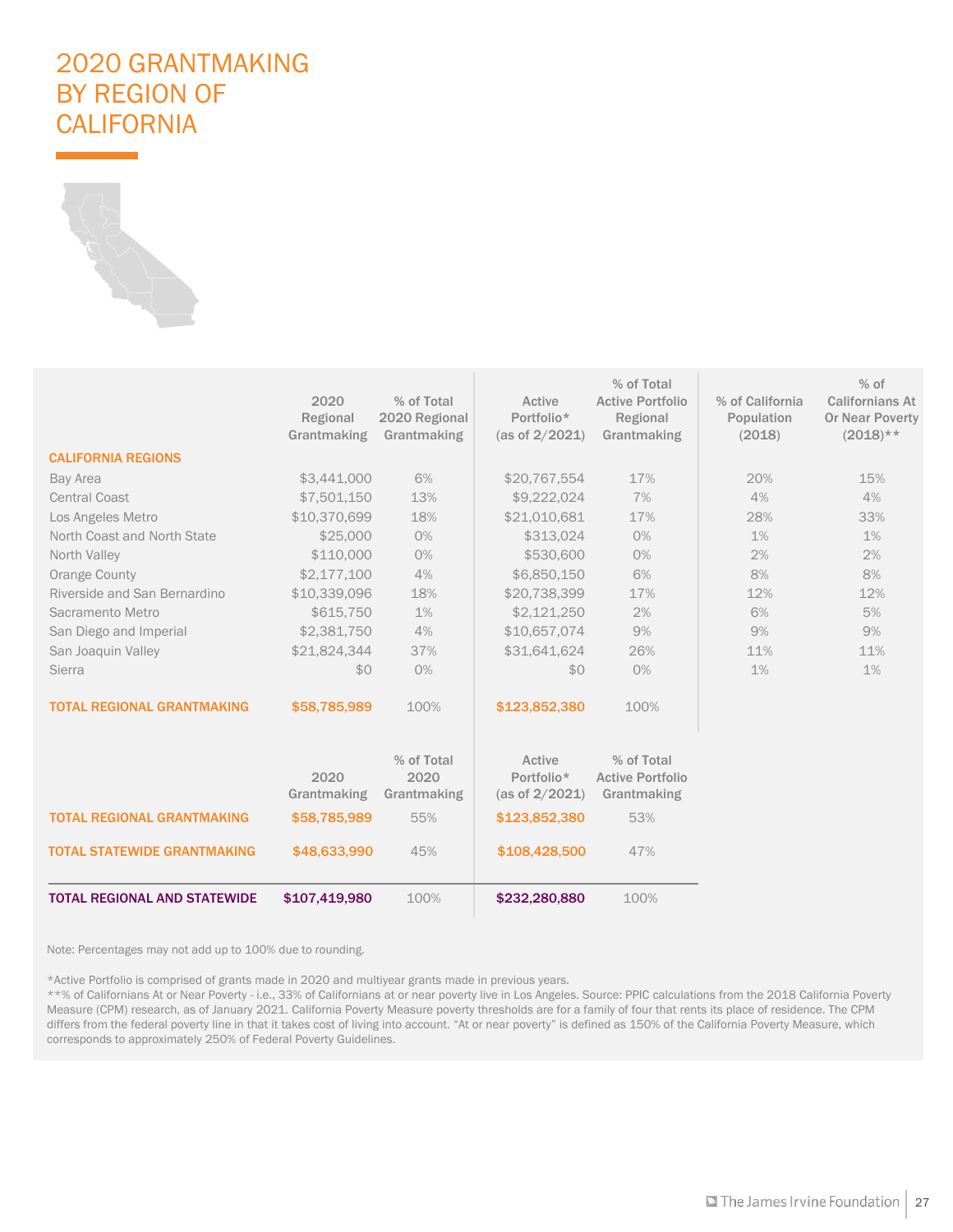# 2020 GRANTMAKING BY REGION OF CALIFORNIA

| | 2020 Regional Grantmaking | % of Total 2020 Regional Grantmaking | Active Portfolio* (as of 2/2021) | % of Total Active Portfolio Regional Grantmaking | % of California Population (2018) | % of Californians At Or Near Poverty (2018)** |
|---|---|---|---|---|---|---|
| **CALIFORNIA REGIONS** | | | | | | |
| Bay Area | $3,441,000 | 6% | $20,767,554 | 17% | 20% | 15% |
| Central Coast | $7,501,150 | 13% | $9,222,024 | 7% | 4% | 4% |
| Los Angeles Metro | $10,370,699 | 18% | $21,010,681 | 17% | 28% | 33% |
| North Coast and North State | $25,000 | 0% | $313,024 | 0% | 1% | 1% |
| North Valley | $110,000 | 0% | $530,600 | 0% | 2% | 2% |
| Orange County | $2,177,100 | 4% | $6,850,150 | 6% | 8% | 8% |
| Riverside and San Bernardino | $10,339,096 | 18% | $20,738,399 | 17% | 12% | 12% |
| Sacramento Metro | $615,750 | 1% | $2,121,250 | 2% | 6% | 5% |
| San Diego and Imperial | $2,381,750 | 4% | $10,657,074 | 9% | 9% | 9% |
| San Joaquin Valley | $21,824,344 | 37% | $31,641,624 | 26% | 11% | 11% |
| Sierra | $0 | 0% | $0 | 0% | 1% | 1% |
| **TOTAL REGIONAL GRANTMAKING** | **$58,785,989** | 100% | **$123,852,380** | 100% | | |

| | 2020 Grantmaking | % of Total 2020 Grantmaking | Active Portfolio* (as of 2/2021) | % of Total Active Portfolio Grantmaking |
|---|---|---|---|---|
| **TOTAL REGIONAL GRANTMAKING** | **$58,785,989** | 55% | **$123,852,380** | 53% |
| **TOTAL STATEWIDE GRANTMAKING** | **$48,633,990** | 45% | **$108,428,500** | 47% |
| **TOTAL REGIONAL AND STATEWIDE** | **$107,419,980** | 100% | **$232,280,880** | 100% |

Note: Percentages may not add up to 100% due to rounding.

*Active Portfolio is comprised of grants made in 2020 and multiyear grants made in previous years.

**% of Californians At or Near Poverty - i.e., 33% of Californians at or near poverty live in Los Angeles. Source: PPIC calculations from the 2018 California Poverty Measure (CPM) research, as of January 2021. California Poverty Measure poverty thresholds are for a family of four that rents its place of residence. The CPM differs from the federal poverty line in that it takes cost of living into account. "At or near poverty" is defined as 150% of the California Poverty Measure, which corresponds to approximately 250% of Federal Poverty Guidelines.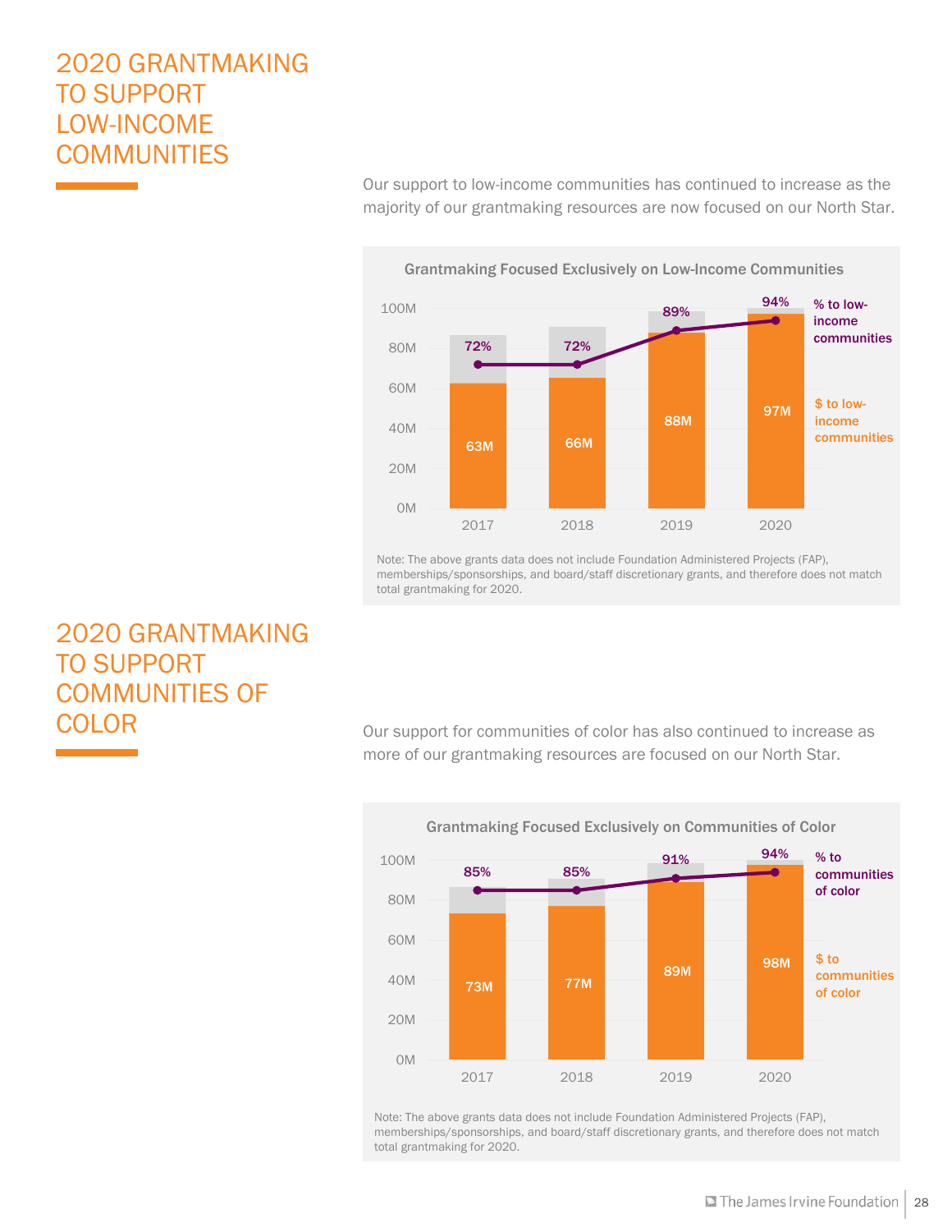# 2020 GRANTMAKING TO SUPPORT LOW-INCOME COMMUNITIES

Our support to low-income communities has continued to increase as the majority of our grantmaking resources are now focused on our North Star.

**Grantmaking Focused Exclusively on Low-Income Communities**

| Year | $ to low-income communities | % to low-income communities |
|---|---|---|
| 2017 | 63M | 72% |
| 2018 | 66M | 72% |
| 2019 | 88M | 89% |
| 2020 | 97M | 94% |

Note: The above grants data does not include Foundation Administered Projects (FAP), memberships/sponsorships, and board/staff discretionary grants, and therefore does not match total grantmaking for 2020.

# 2020 GRANTMAKING TO SUPPORT COMMUNITIES OF COLOR

Our support for communities of color has also continued to increase as more of our grantmaking resources are focused on our North Star.

**Grantmaking Focused Exclusively on Communities of Color**

| Year | $ to communities of color | % to communities of color |
|---|---|---|
| 2017 | 73M | 85% |
| 2018 | 77M | 85% |
| 2019 | 89M | 91% |
| 2020 | 98M | 94% |

Note: The above grants data does not include Foundation Administered Projects (FAP), memberships/sponsorships, and board/staff discretionary grants, and therefore does not match total grantmaking for 2020.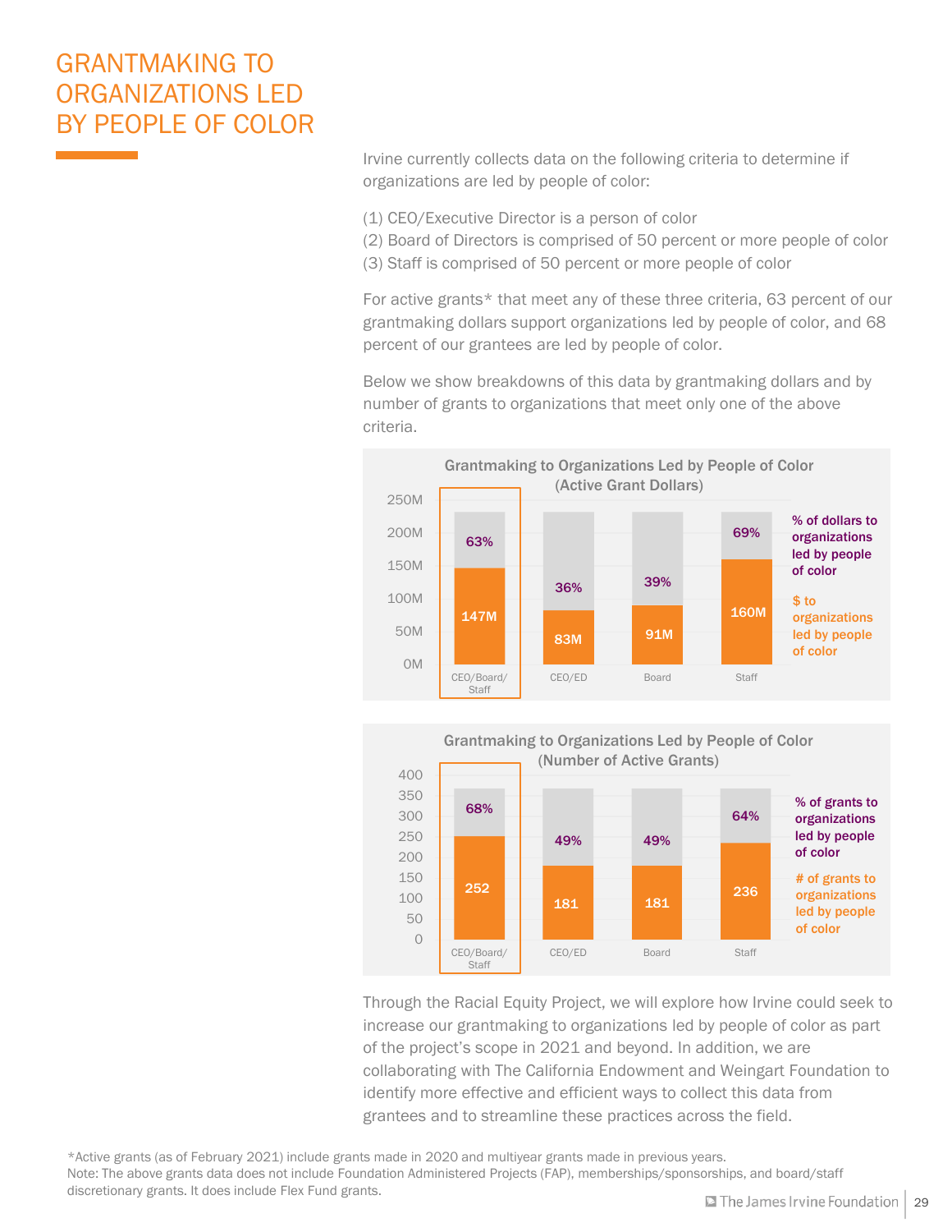# GRANTMAKING TO ORGANIZATIONS LED BY PEOPLE OF COLOR

Irvine currently collects data on the following criteria to determine if organizations are led by people of color:

(1) CEO/Executive Director is a person of color
(2) Board of Directors is comprised of 50 percent or more people of color
(3) Staff is comprised of 50 percent or more people of color

For active grants* that meet any of these three criteria, 63 percent of our grantmaking dollars support organizations led by people of color, and 68 percent of our grantees are led by people of color.

Below we show breakdowns of this data by grantmaking dollars and by number of grants to organizations that meet only one of the above criteria.

**Grantmaking to Organizations Led by People of Color (Active Grant Dollars)**

| | CEO/Board/Staff | CEO/ED | Board | Staff |
|---|---|---|---|---|
| % of dollars to organizations led by people of color | 63% | 36% | 39% | 69% |
| $ to organizations led by people of color | 147M | 83M | 91M | 160M |

**Grantmaking to Organizations Led by People of Color (Number of Active Grants)**

| | CEO/Board/Staff | CEO/ED | Board | Staff |
|---|---|---|---|---|
| % of grants to organizations led by people of color | 68% | 49% | 49% | 64% |
| # of grants to organizations led by people of color | 252 | 181 | 181 | 236 |

Through the Racial Equity Project, we will explore how Irvine could seek to increase our grantmaking to organizations led by people of color as part of the project's scope in 2021 and beyond. In addition, we are collaborating with The California Endowment and Weingart Foundation to identify more effective and efficient ways to collect this data from grantees and to streamline these practices across the field.

*Active grants (as of February 2021) include grants made in 2020 and multiyear grants made in previous years.
Note: The above grants data does not include Foundation Administered Projects (FAP), memberships/sponsorships, and board/staff discretionary grants. It does include Flex Fund grants.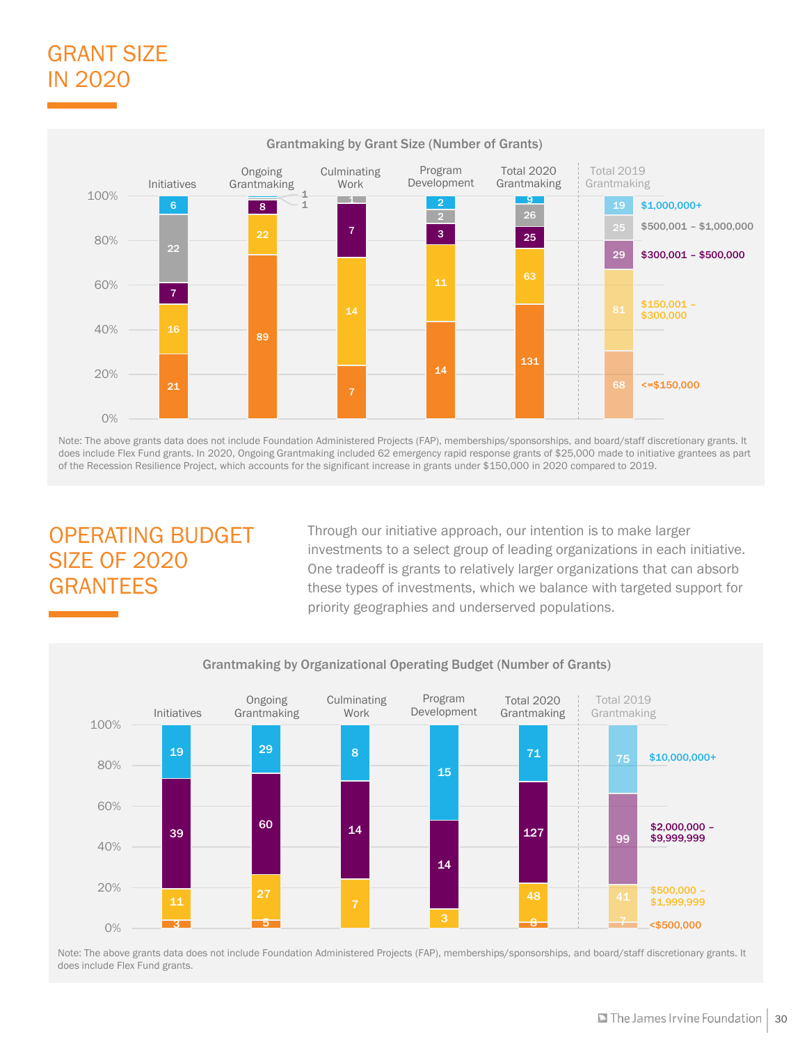# GRANT SIZE IN 2020

**Grantmaking by Grant Size (Number of Grants)**

| Grant Size | Initiatives | Ongoing Grantmaking | Culminating Work | Program Development | Total 2020 Grantmaking | Total 2019 Grantmaking |
|---|---|---|---|---|---|---|
| $1,000,000+ | 6 | 1 | | 2 | 9 | 19 |
| $500,001 – $1,000,000 | 22 | 1 | 1 | 2 | 26 | 25 |
| $300,001 – $500,000 | 7 | 8 | 7 | 3 | 25 | 29 |
| $150,001 – $300,000 | 16 | 22 | 14 | 11 | 63 | 81 |
| <=$150,000 | 21 | 89 | 7 | 14 | 131 | 68 |

Note: The above grants data does not include Foundation Administered Projects (FAP), memberships/sponsorships, and board/staff discretionary grants. It does include Flex Fund grants. In 2020, Ongoing Grantmaking included 62 emergency rapid response grants of $25,000 made to initiative grantees as part of the Recession Resilience Project, which accounts for the significant increase in grants under $150,000 in 2020 compared to 2019.

# OPERATING BUDGET SIZE OF 2020 GRANTEES

Through our initiative approach, our intention is to make larger investments to a select group of leading organizations in each initiative. One tradeoff is grants to relatively larger organizations that can absorb these types of investments, which we balance with targeted support for priority geographies and underserved populations.

**Grantmaking by Organizational Operating Budget (Number of Grants)**

| Operating Budget | Initiatives | Ongoing Grantmaking | Culminating Work | Program Development | Total 2020 Grantmaking | Total 2019 Grantmaking |
|---|---|---|---|---|---|---|
| $10,000,000+ | 19 | 29 | 8 | 15 | 71 | 75 |
| $2,000,000 – $9,999,999 | 39 | 60 | 14 | 14 | 127 | 99 |
| $500,000 – $1,999,999 | 11 | 27 | 7 | 3 | 48 | 41 |
| <$500,000 | 3 | 5 | | | 8 | 7 |

Note: The above grants data does not include Foundation Administered Projects (FAP), memberships/sponsorships, and board/staff discretionary grants. It does include Flex Fund grants.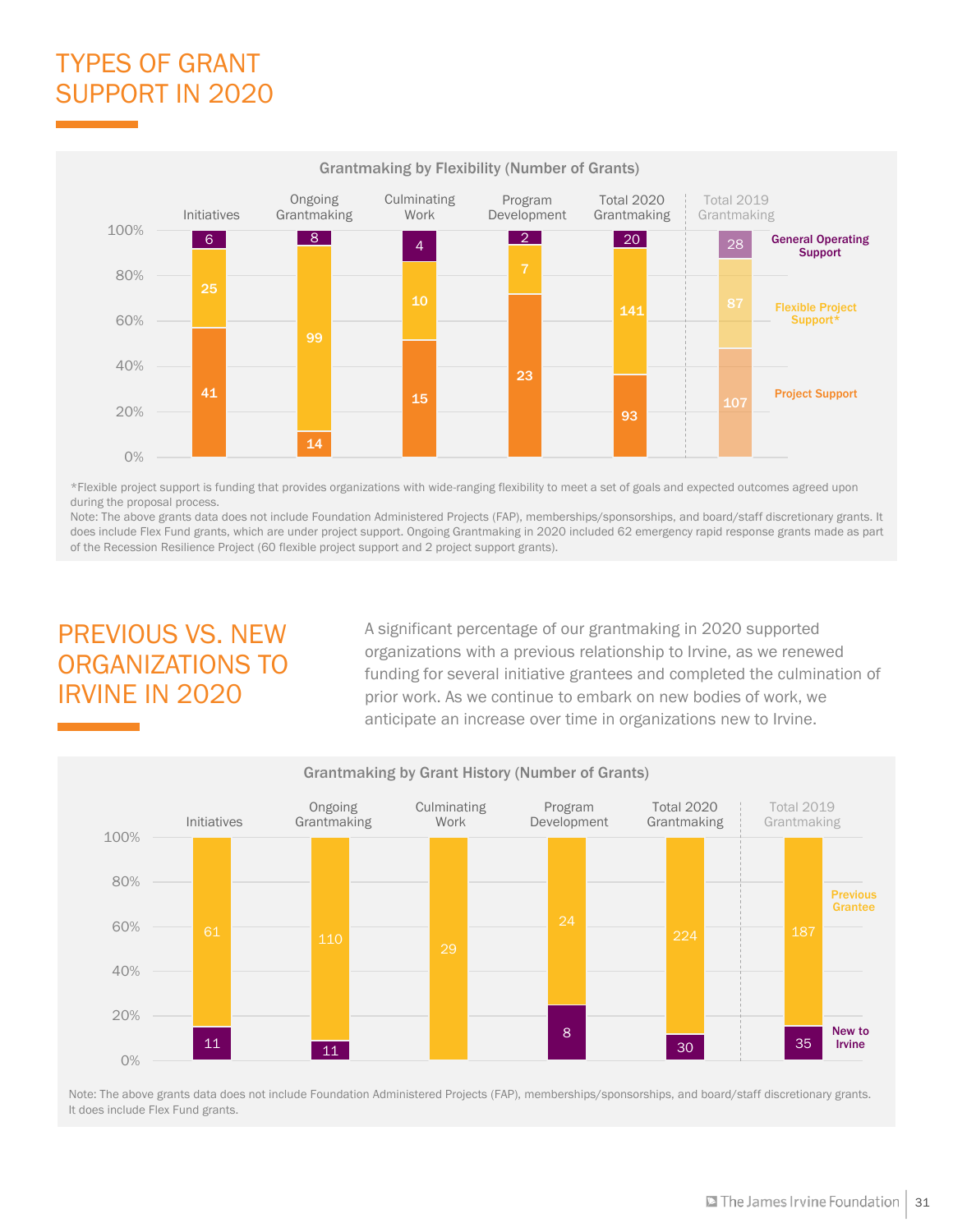# TYPES OF GRANT SUPPORT IN 2020

**Grantmaking by Flexibility (Number of Grants)**

| | Initiatives | Ongoing Grantmaking | Culminating Work | Program Development | Total 2020 Grantmaking | Total 2019 Grantmaking |
|---|---|---|---|---|---|---|
| General Operating Support | 6 | 8 | 4 | 2 | 20 | 28 |
| Flexible Project Support* | 25 | 99 | 10 | 7 | 141 | 87 |
| Project Support | 41 | 14 | 15 | 23 | 93 | 107 |

*Flexible project support is funding that provides organizations with wide-ranging flexibility to meet a set of goals and expected outcomes agreed upon during the proposal process.

Note: The above grants data does not include Foundation Administered Projects (FAP), memberships/sponsorships, and board/staff discretionary grants. It does include Flex Fund grants, which are under project support. Ongoing Grantmaking in 2020 included 62 emergency rapid response grants made as part of the Recession Resilience Project (60 flexible project support and 2 project support grants).

# PREVIOUS VS. NEW ORGANIZATIONS TO IRVINE IN 2020

A significant percentage of our grantmaking in 2020 supported organizations with a previous relationship to Irvine, as we renewed funding for several initiative grantees and completed the culmination of prior work. As we continue to embark on new bodies of work, we anticipate an increase over time in organizations new to Irvine.

**Grantmaking by Grant History (Number of Grants)**

| | Initiatives | Ongoing Grantmaking | Culminating Work | Program Development | Total 2020 Grantmaking | Total 2019 Grantmaking |
|---|---|---|---|---|---|---|
| Previous Grantee | 61 | 110 | 29 | 24 | 224 | 187 |
| New to Irvine | 11 | 11 | | 8 | 30 | 35 |

Note: The above grants data does not include Foundation Administered Projects (FAP), memberships/sponsorships, and board/staff discretionary grants. It does include Flex Fund grants.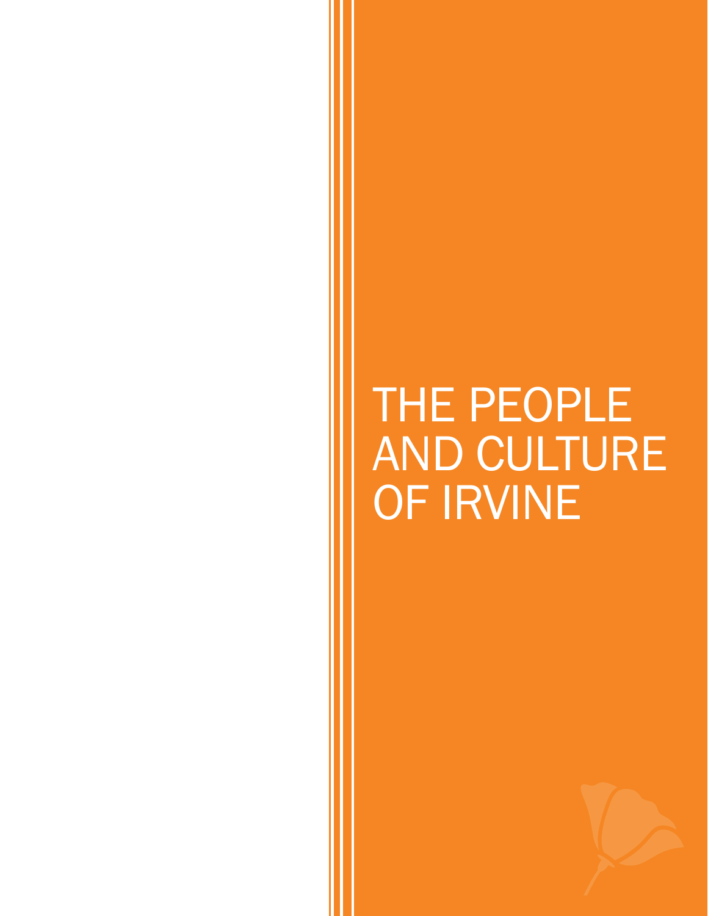# THE PEOPLE AND CULTURE OF IRVINE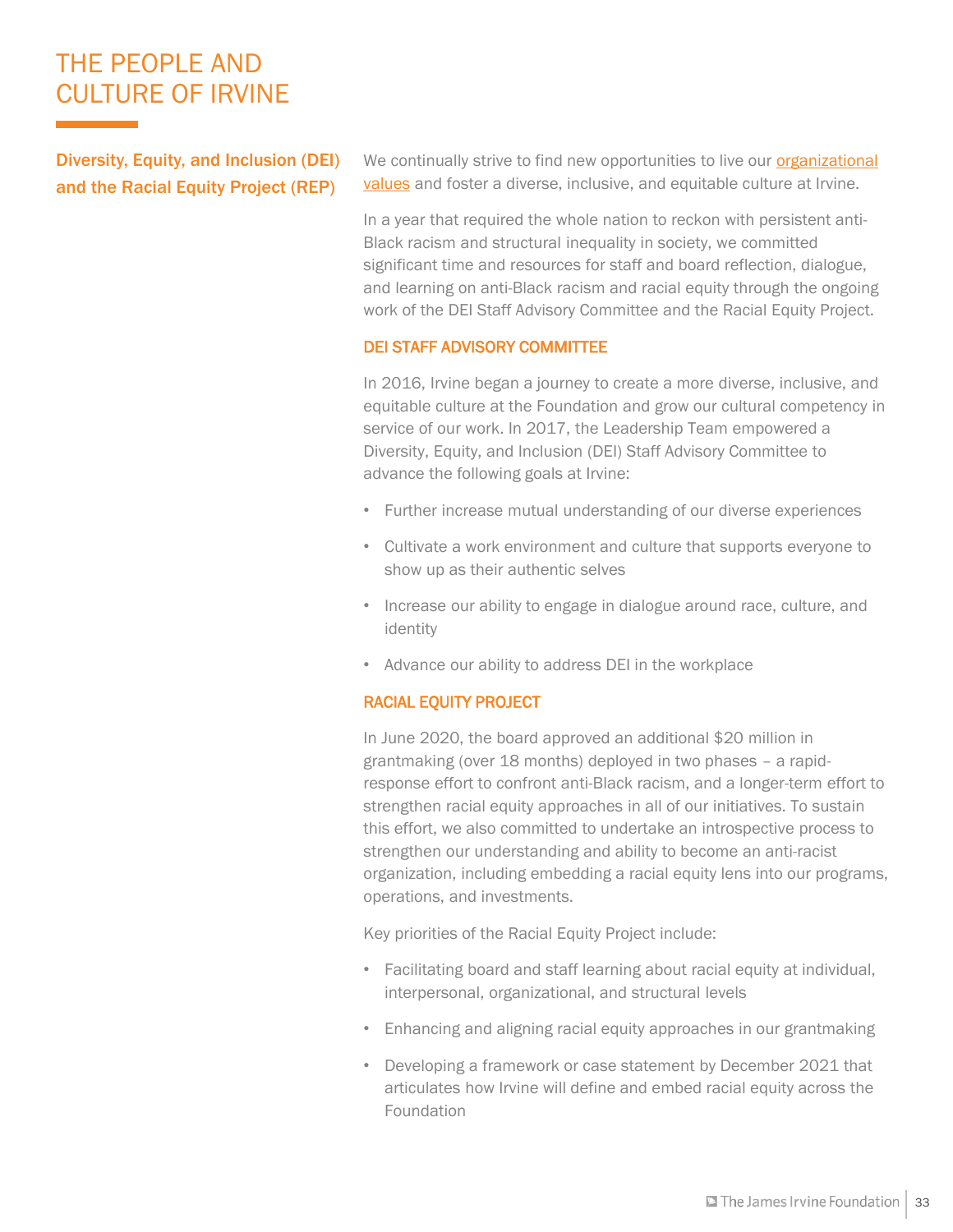# THE PEOPLE AND CULTURE OF IRVINE

## Diversity, Equity, and Inclusion (DEI) and the Racial Equity Project (REP)

We continually strive to find new opportunities to live our organizational values and foster a diverse, inclusive, and equitable culture at Irvine.

In a year that required the whole nation to reckon with persistent anti-Black racism and structural inequality in society, we committed significant time and resources for staff and board reflection, dialogue, and learning on anti-Black racism and racial equity through the ongoing work of the DEI Staff Advisory Committee and the Racial Equity Project.

### DEI STAFF ADVISORY COMMITTEE

In 2016, Irvine began a journey to create a more diverse, inclusive, and equitable culture at the Foundation and grow our cultural competency in service of our work. In 2017, the Leadership Team empowered a Diversity, Equity, and Inclusion (DEI) Staff Advisory Committee to advance the following goals at Irvine:

- Further increase mutual understanding of our diverse experiences
- Cultivate a work environment and culture that supports everyone to show up as their authentic selves
- Increase our ability to engage in dialogue around race, culture, and identity
- Advance our ability to address DEI in the workplace

### RACIAL EQUITY PROJECT

In June 2020, the board approved an additional $20 million in grantmaking (over 18 months) deployed in two phases – a rapid-response effort to confront anti-Black racism, and a longer-term effort to strengthen racial equity approaches in all of our initiatives. To sustain this effort, we also committed to undertake an introspective process to strengthen our understanding and ability to become an anti-racist organization, including embedding a racial equity lens into our programs, operations, and investments.

Key priorities of the Racial Equity Project include:

- Facilitating board and staff learning about racial equity at individual, interpersonal, organizational, and structural levels
- Enhancing and aligning racial equity approaches in our grantmaking
- Developing a framework or case statement by December 2021 that articulates how Irvine will define and embed racial equity across the Foundation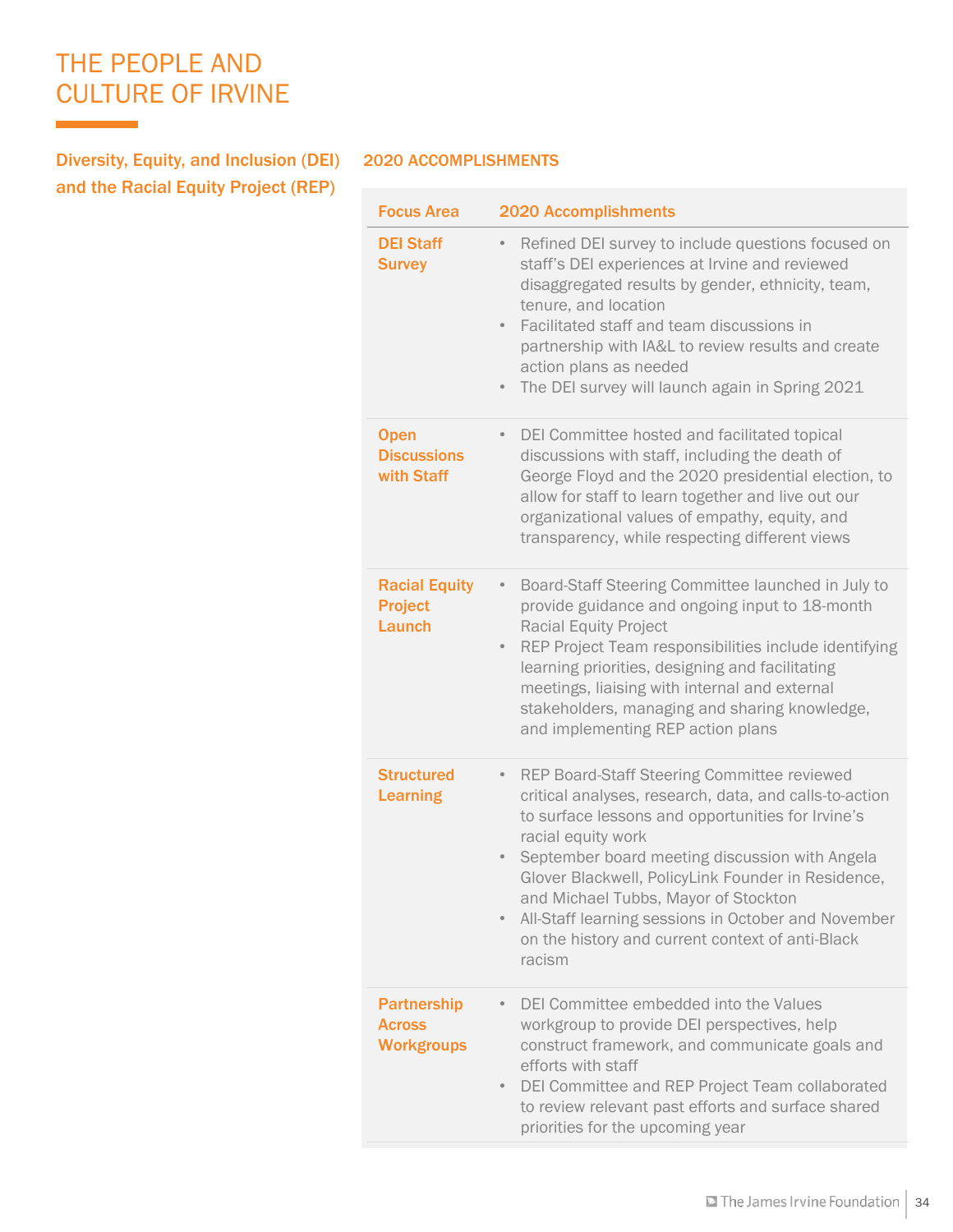# THE PEOPLE AND CULTURE OF IRVINE

## Diversity, Equity, and Inclusion (DEI) and the Racial Equity Project (REP)

### 2020 ACCOMPLISHMENTS

| Focus Area | 2020 Accomplishments |
| --- | --- |
| **DEI Staff Survey** | • Refined DEI survey to include questions focused on staff's DEI experiences at Irvine and reviewed disaggregated results by gender, ethnicity, team, tenure, and location<br>• Facilitated staff and team discussions in partnership with IA&L to review results and create action plans as needed<br>• The DEI survey will launch again in Spring 2021 |
| **Open Discussions with Staff** | • DEI Committee hosted and facilitated topical discussions with staff, including the death of George Floyd and the 2020 presidential election, to allow for staff to learn together and live out our organizational values of empathy, equity, and transparency, while respecting different views |
| **Racial Equity Project Launch** | • Board-Staff Steering Committee launched in July to provide guidance and ongoing input to 18-month Racial Equity Project<br>• REP Project Team responsibilities include identifying learning priorities, designing and facilitating meetings, liaising with internal and external stakeholders, managing and sharing knowledge, and implementing REP action plans |
| **Structured Learning** | • REP Board-Staff Steering Committee reviewed critical analyses, research, data, and calls-to-action to surface lessons and opportunities for Irvine's racial equity work<br>• September board meeting discussion with Angela Glover Blackwell, PolicyLink Founder in Residence, and Michael Tubbs, Mayor of Stockton<br>• All-Staff learning sessions in October and November on the history and current context of anti-Black racism |
| **Partnership Across Workgroups** | • DEI Committee embedded into the Values workgroup to provide DEI perspectives, help construct framework, and communicate goals and efforts with staff<br>• DEI Committee and REP Project Team collaborated to review relevant past efforts and surface shared priorities for the upcoming year |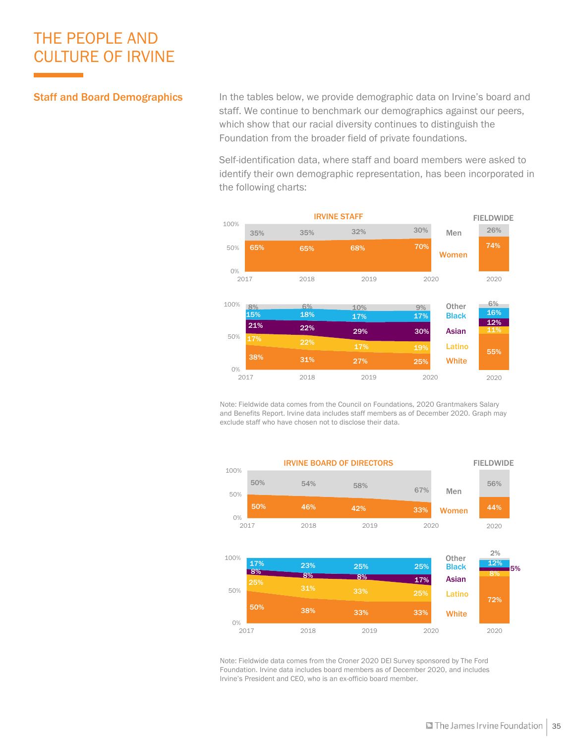# THE PEOPLE AND CULTURE OF IRVINE

## Staff and Board Demographics

In the tables below, we provide demographic data on Irvine's board and staff. We continue to benchmark our demographics against our peers, which show that our racial diversity continues to distinguish the Foundation from the broader field of private foundations.

Self-identification data, where staff and board members were asked to identify their own demographic representation, has been incorporated in the following charts:

**IRVINE STAFF**

| | 2017 | 2018 | 2019 | 2020 | Fieldwide 2020 |
|---|---|---|---|---|---|
| Men | 35% | 35% | 32% | 30% | 26% |
| Women | 65% | 65% | 68% | 70% | 74% |

| | 2017 | 2018 | 2019 | 2020 | Fieldwide 2020 |
|---|---|---|---|---|---|
| Other | 8% | 6% | 10% | 9% | 6% |
| Black | 15% | 18% | 17% | 17% | 16% |
| Asian | 21% | 22% | 29% | 30% | 12% |
| Latino | 17% | 22% | 17% | 19% | 11% |
| White | 38% | 31% | 27% | 25% | 55% |

Note: Fieldwide data comes from the Council on Foundations, 2020 Grantmakers Salary and Benefits Report. Irvine data includes staff members as of December 2020. Graph may exclude staff who have chosen not to disclose their data.

**IRVINE BOARD OF DIRECTORS**

| | 2017 | 2018 | 2019 | 2020 | Fieldwide 2020 |
|---|---|---|---|---|---|
| Men | 50% | 54% | 58% | 67% | 56% |
| Women | 50% | 46% | 42% | 33% | 44% |

| | 2017 | 2018 | 2019 | 2020 | Fieldwide 2020 |
|---|---|---|---|---|---|
| Other | | | | | 2% |
| Black | 17% | 23% | 25% | 25% | 12% |
| Asian | 8% | 8% | 8% | 17% | 5% |
| Latino | 25% | 31% | 33% | 25% | 8% |
| White | 50% | 38% | 33% | 33% | 72% |

Note: Fieldwide data comes from the Croner 2020 DEI Survey sponsored by The Ford Foundation. Irvine data includes board members as of December 2020, and includes Irvine's President and CEO, who is an ex-officio board member.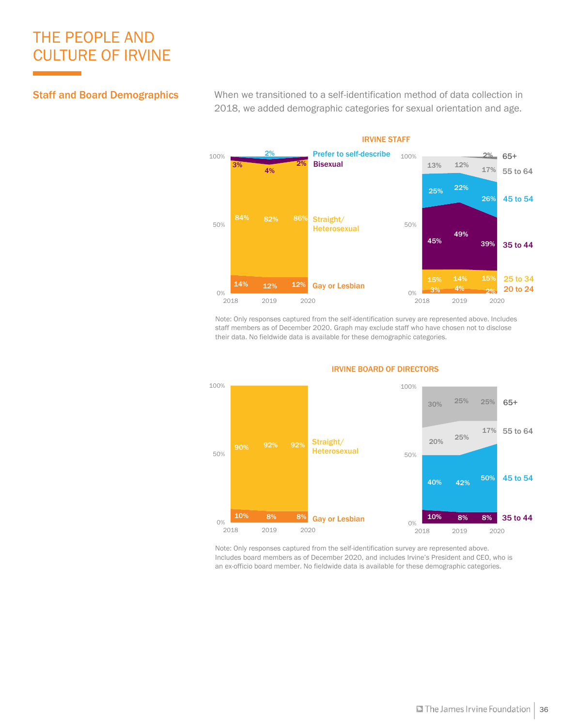# THE PEOPLE AND CULTURE OF IRVINE

## Staff and Board Demographics

When we transitioned to a self-identification method of data collection in 2018, we added demographic categories for sexual orientation and age.

### IRVINE STAFF

| Sexual Orientation | 2018 | 2019 | 2020 |
|---|---|---|---|
| Prefer to self-describe | | 2% | |
| Bisexual | 3% | 4% | 2% |
| Straight/Heterosexual | 84% | 82% | 86% |
| Gay or Lesbian | 14% | 12% | 12% |

| Age | 2018 | 2019 | 2020 |
|---|---|---|---|
| 65+ | | | 2% |
| 55 to 64 | 13% | 12% | 17% |
| 45 to 54 | 25% | 22% | 26% |
| 35 to 44 | 45% | 49% | 39% |
| 25 to 34 | 15% | 14% | 15% |
| 20 to 24 | 3% | 4% | 2% |

Note: Only responses captured from the self-identification survey are represented above. Includes staff members as of December 2020. Graph may exclude staff who have chosen not to disclose their data. No fieldwide data is available for these demographic categories.

### IRVINE BOARD OF DIRECTORS

| Sexual Orientation | 2018 | 2019 | 2020 |
|---|---|---|---|
| Straight/Heterosexual | 90% | 92% | 92% |
| Gay or Lesbian | 10% | 8% | 8% |

| Age | 2018 | 2019 | 2020 |
|---|---|---|---|
| 65+ | 30% | 25% | 25% |
| 55 to 64 | 20% | 25% | 17% |
| 45 to 54 | 40% | 42% | 50% |
| 35 to 44 | 10% | 8% | 8% |

Note: Only responses captured from the self-identification survey are represented above. Includes board members as of December 2020, and includes Irvine's President and CEO, who is an ex-officio board member. No fieldwide data is available for these demographic categories.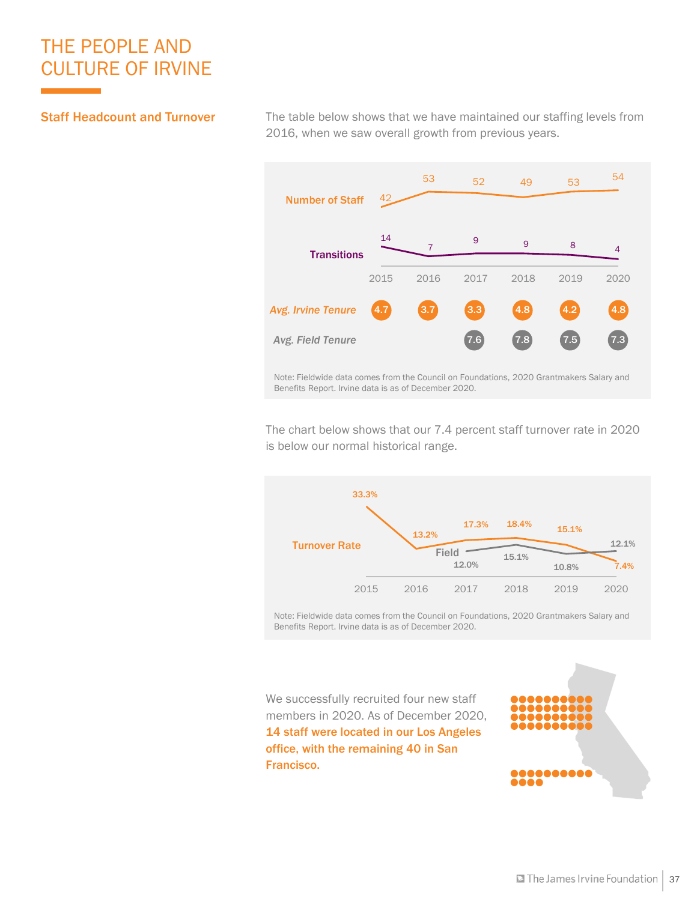# THE PEOPLE AND CULTURE OF IRVINE

## Staff Headcount and Turnover

The table below shows that we have maintained our staffing levels from 2016, when we saw overall growth from previous years.

Number of Staff
42
53
52
49
53
54

Transitions
14
7
9
9
8
4

2015 2016 2017 2018 2019 2020

*Avg. Irvine Tenure* 4.7 3.7 3.3 4.8 4.2 4.8

*Avg. Field Tenure* 7.6 7.8 7.5 7.3

Note: Fieldwide data comes from the Council on Foundations, 2020 Grantmakers Salary and Benefits Report. Irvine data is as of December 2020.

The chart below shows that our 7.4 percent staff turnover rate in 2020 is below our normal historical range.

Turnover Rate
33.3%
13.2%
17.3%
18.4%
15.1%
7.4%

Field
12.0%
15.1%
10.8%
12.1%

2015 2016 2017 2018 2019 2020

Note: Fieldwide data comes from the Council on Foundations, 2020 Grantmakers Salary and Benefits Report. Irvine data is as of December 2020.

We successfully recruited four new staff members in 2020. As of December 2020, **14 staff were located in our Los Angeles office, with the remaining 40 in San Francisco.**